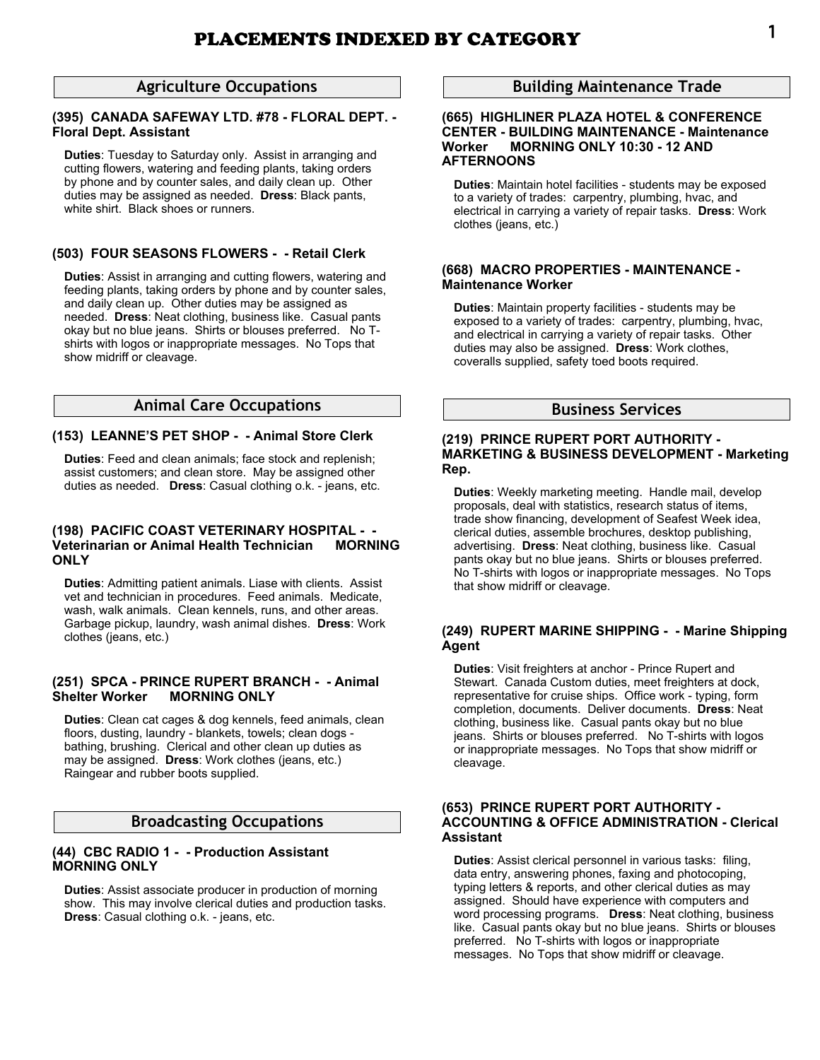# PLACEMENTS INDEXED BY CATEGORY

## Agriculture Occupations

### (395) CANADA SAFEWAY LTD. #78 - FLORAL DEPT. - Floral Dept. Assistant

**Duties**: Tuesday to Saturday only. Assist in arranging and cutting flowers, watering and feeding plants, taking orders by phone and by counter sales, and daily clean up. Other duties may be assigned as needed. **Dress**: Black pants, white shirt. Black shoes or runners.

### (503) FOUR SEASONS FLOWERS - - Retail Clerk

**Duties**: Assist in arranging and cutting flowers, watering and feeding plants, taking orders by phone and by counter sales, and daily clean up. Other duties may be assigned as needed. **Dress**: Neat clothing, business like. Casual pants okay but no blue jeans. Shirts or blouses preferred. No T-shirts with logos or inappropriate messages. No Tops that show midriff or cleavage.

## Animal Care Occupations

### (153) LEANNE'S PET SHOP - - Animal Store Clerk

**Duties**: Feed and clean animals; face stock and replenish; assist customers; and clean store. May be assigned other duties as needed. **Dress**: Casual clothing o.k. - jeans, etc.

### (198) PACIFIC COAST VETERINARY HOSPITAL - - Veterinarian or Animal Health Technician MORNING ONLY

**Duties**: Admitting patient animals. Liase with clients. Assist vet and technician in procedures. Feed animals. Medicate, wash, walk animals. Clean kennels, runs, and other areas. Garbage pickup, laundry, wash animal dishes. **Dress**: Work clothes (jeans, etc.)

### (251) SPCA - PRINCE RUPERT BRANCH - - Animal Shelter Worker MORNING ONLY

**Duties**: Clean cat cages & dog kennels, feed animals, clean floors, dusting, laundry - blankets, towels; clean dogs - bathing, brushing. Clerical and other clean up duties as may be assigned. **Dress**: Work clothes (jeans, etc.) Raingear and rubber boots supplied.

## Broadcasting Occupations

### (44) CBC RADIO 1 - - Production Assistant MORNING ONLY

**Duties**: Assist associate producer in production of morning show. This may involve clerical duties and production tasks. **Dress**: Casual clothing o.k. - jeans, etc.

## Building Maintenance Trade

### (665) HIGHLINER PLAZA HOTEL & CONFERENCE CENTER - BUILDING MAINTENANCE - Maintenance Worker MORNING ONLY 10:30 - 12 AND AFTERNOONS

**Duties**: Maintain hotel facilities - students may be exposed to a variety of trades: carpentry, plumbing, hvac, and electrical in carrying a variety of repair tasks. **Dress**: Work clothes (jeans, etc.)

### (668) MACRO PROPERTIES - MAINTENANCE - Maintenance Worker

**Duties**: Maintain property facilities - students may be exposed to a variety of trades: carpentry, plumbing, hvac, and electrical in carrying a variety of repair tasks. Other duties may also be assigned. **Dress**: Work clothes, coveralls supplied, safety toed boots required.

## Business Services

### (219) PRINCE RUPERT PORT AUTHORITY - MARKETING & BUSINESS DEVELOPMENT - Marketing Rep.

**Duties**: Weekly marketing meeting. Handle mail, develop proposals, deal with statistics, research status of items, trade show financing, development of Seafest Week idea, clerical duties, assemble brochures, desktop publishing, advertising. **Dress**: Neat clothing, business like. Casual pants okay but no blue jeans. Shirts or blouses preferred. No T-shirts with logos or inappropriate messages. No Tops that show midriff or cleavage.

### (249) RUPERT MARINE SHIPPING - - Marine Shipping Agent

**Duties**: Visit freighters at anchor - Prince Rupert and Stewart. Canada Custom duties, meet freighters at dock, representative for cruise ships. Office work - typing, form completion, documents. Deliver documents. **Dress**: Neat clothing, business like. Casual pants okay but no blue jeans. Shirts or blouses preferred. No T-shirts with logos or inappropriate messages. No Tops that show midriff or cleavage.

### (653) PRINCE RUPERT PORT AUTHORITY - ACCOUNTING & OFFICE ADMINISTRATION - Clerical Assistant

**Duties**: Assist clerical personnel in various tasks: filing, data entry, answering phones, faxing and photocoping, typing letters & reports, and other clerical duties as may assigned. Should have experience with computers and word processing programs. **Dress**: Neat clothing, business like. Casual pants okay but no blue jeans. Shirts or blouses preferred. No T-shirts with logos or inappropriate messages. No Tops that show midriff or cleavage.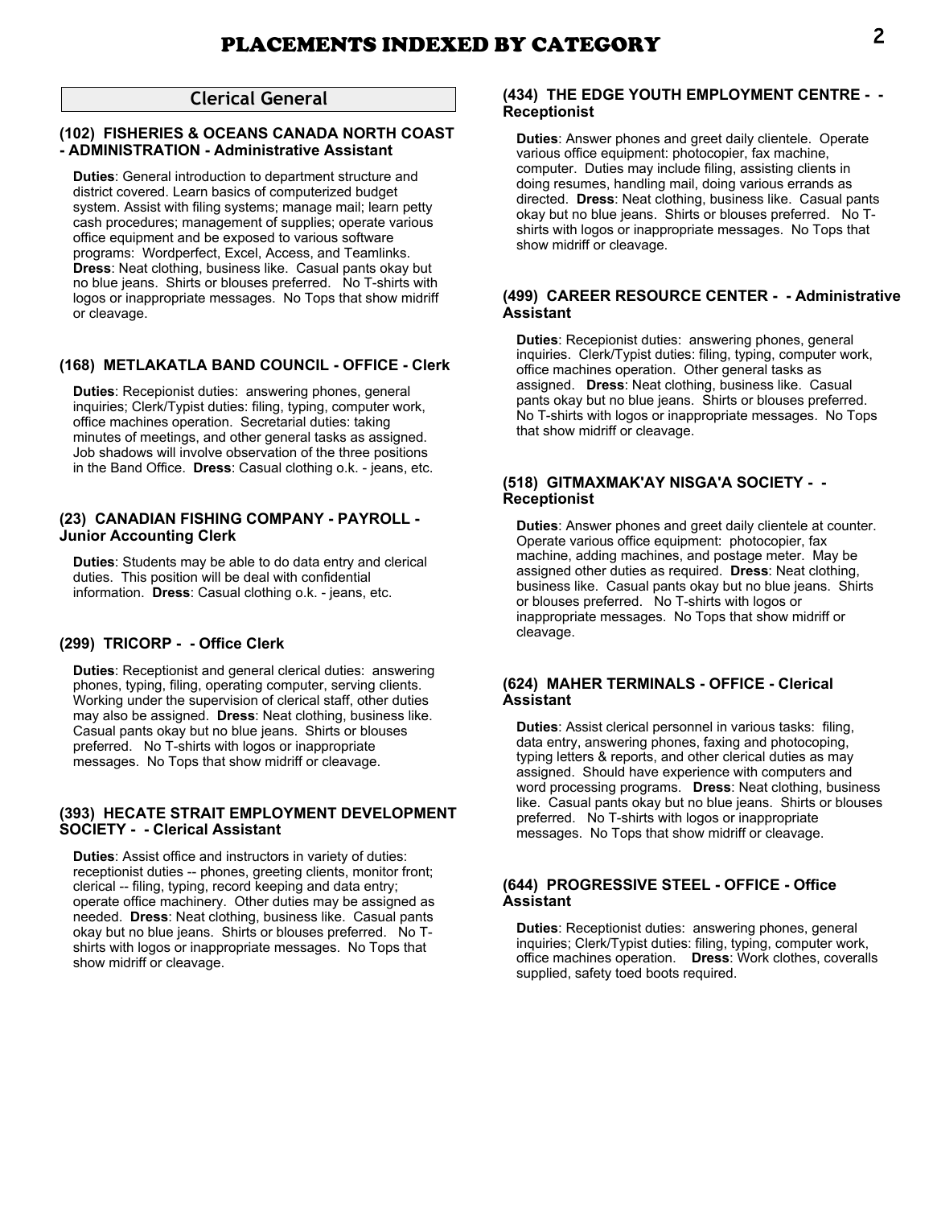# PLACEMENTS INDEXED BY CATEGORY

## Clerical General

### (102) FISHERIES & OCEANS CANADA NORTH COAST - ADMINISTRATION - Administrative Assistant

**Duties**: General introduction to department structure and district covered. Learn basics of computerized budget system. Assist with filing systems; manage mail; learn petty cash procedures; management of supplies; operate various office equipment and be exposed to various software programs: Wordperfect, Excel, Access, and Teamlinks. **Dress**: Neat clothing, business like. Casual pants okay but no blue jeans. Shirts or blouses preferred. No T-shirts with logos or inappropriate messages. No Tops that show midriff or cleavage.

### (168) METLAKATLA BAND COUNCIL - OFFICE - Clerk

**Duties**: Recepionist duties: answering phones, general inquiries; Clerk/Typist duties: filing, typing, computer work, office machines operation. Secretarial duties: taking minutes of meetings, and other general tasks as assigned. Job shadows will involve observation of the three positions in the Band Office. **Dress**: Casual clothing o.k. - jeans, etc.

### (23) CANADIAN FISHING COMPANY - PAYROLL - Junior Accounting Clerk

**Duties**: Students may be able to do data entry and clerical duties. This position will be deal with confidential information. **Dress**: Casual clothing o.k. - jeans, etc.

### (299) TRICORP - - Office Clerk

**Duties**: Receptionist and general clerical duties: answering phones, typing, filing, operating computer, serving clients. Working under the supervision of clerical staff, other duties may also be assigned. **Dress**: Neat clothing, business like. Casual pants okay but no blue jeans. Shirts or blouses preferred. No T-shirts with logos or inappropriate messages. No Tops that show midriff or cleavage.

### (393) HECATE STRAIT EMPLOYMENT DEVELOPMENT SOCIETY - - Clerical Assistant

**Duties**: Assist office and instructors in variety of duties: receptionist duties -- phones, greeting clients, monitor front; clerical -- filing, typing, record keeping and data entry; operate office machinery. Other duties may be assigned as needed. **Dress**: Neat clothing, business like. Casual pants okay but no blue jeans. Shirts or blouses preferred. No T-shirts with logos or inappropriate messages. No Tops that show midriff or cleavage.

### (434) THE EDGE YOUTH EMPLOYMENT CENTRE - - Receptionist

**Duties**: Answer phones and greet daily clientele. Operate various office equipment: photocopier, fax machine, computer. Duties may include filing, assisting clients in doing resumes, handling mail, doing various errands as directed. **Dress**: Neat clothing, business like. Casual pants okay but no blue jeans. Shirts or blouses preferred. No T-shirts with logos or inappropriate messages. No Tops that show midriff or cleavage.

### (499) CAREER RESOURCE CENTER - - Administrative Assistant

**Duties**: Recepionist duties: answering phones, general inquiries. Clerk/Typist duties: filing, typing, computer work, office machines operation. Other general tasks as assigned. **Dress**: Neat clothing, business like. Casual pants okay but no blue jeans. Shirts or blouses preferred. No T-shirts with logos or inappropriate messages. No Tops that show midriff or cleavage.

### (518) GITMAXMAK'AY NISGA'A SOCIETY - - Receptionist

**Duties**: Answer phones and greet daily clientele at counter. Operate various office equipment: photocopier, fax machine, adding machines, and postage meter. May be assigned other duties as required. **Dress**: Neat clothing, business like. Casual pants okay but no blue jeans. Shirts or blouses preferred. No T-shirts with logos or inappropriate messages. No Tops that show midriff or cleavage.

### (624) MAHER TERMINALS - OFFICE - Clerical Assistant

**Duties**: Assist clerical personnel in various tasks: filing, data entry, answering phones, faxing and photocoping, typing letters & reports, and other clerical duties as may assigned. Should have experience with computers and word processing programs. **Dress**: Neat clothing, business like. Casual pants okay but no blue jeans. Shirts or blouses preferred. No T-shirts with logos or inappropriate messages. No Tops that show midriff or cleavage.

### (644) PROGRESSIVE STEEL - OFFICE - Office Assistant

**Duties**: Receptionist duties: answering phones, general inquiries; Clerk/Typist duties: filing, typing, computer work, office machines operation. **Dress**: Work clothes, coveralls supplied, safety toed boots required.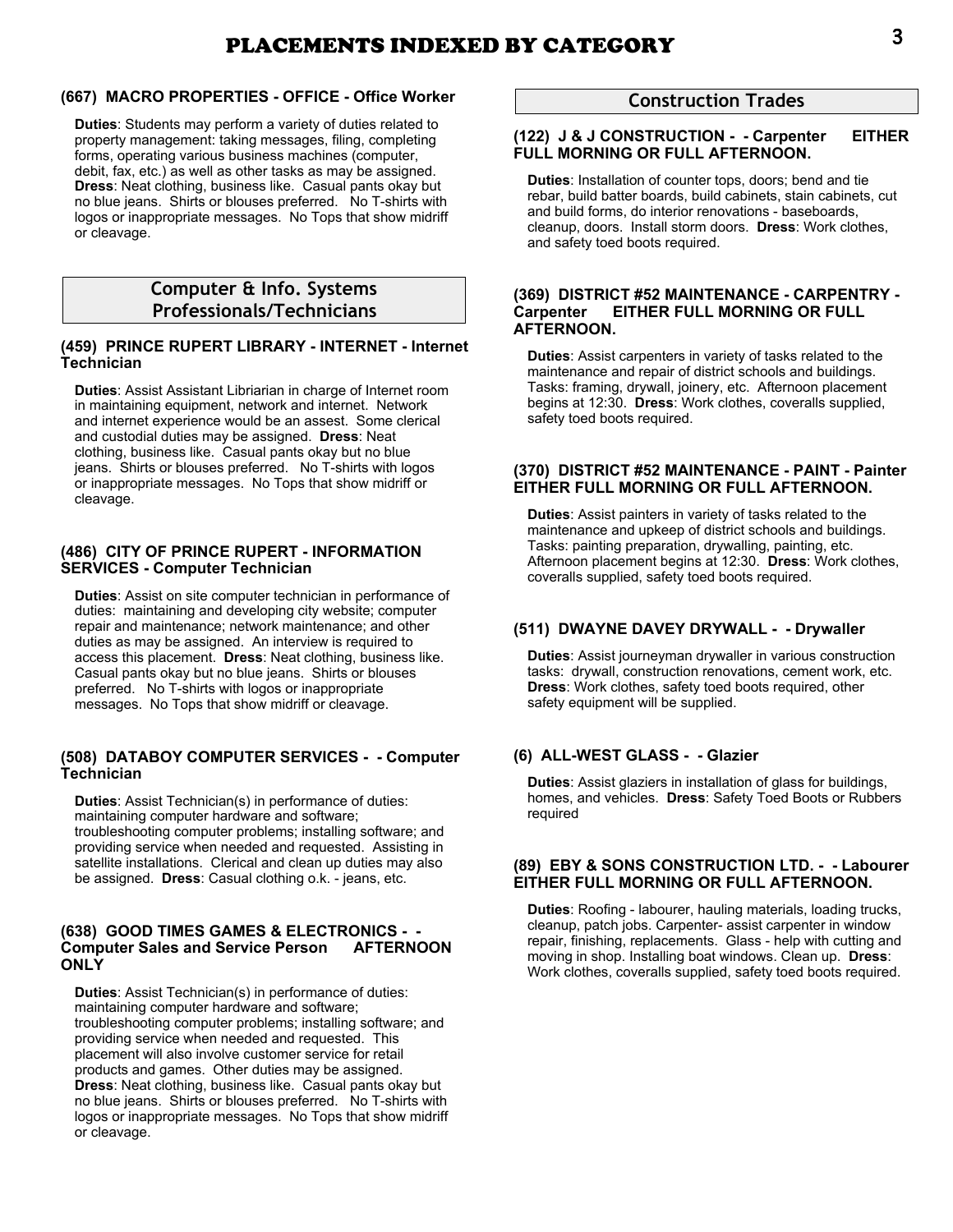# PLACEMENTS INDEXED BY CATEGORY

### (667) MACRO PROPERTIES - OFFICE - Office Worker

**Duties**: Students may perform a variety of duties related to property management: taking messages, filing, completing forms, operating various business machines (computer, debit, fax, etc.) as well as other tasks as may be assigned. **Dress**: Neat clothing, business like. Casual pants okay but no blue jeans. Shirts or blouses preferred. No T-shirts with logos or inappropriate messages. No Tops that show midriff or cleavage.

## Computer & Info. Systems Professionals/Technicians

### (459) PRINCE RUPERT LIBRARY - INTERNET - Internet Technician

**Duties**: Assist Assistant Libriarian in charge of Internet room in maintaining equipment, network and internet. Network and internet experience would be an assest. Some clerical and custodial duties may be assigned. **Dress**: Neat clothing, business like. Casual pants okay but no blue jeans. Shirts or blouses preferred. No T-shirts with logos or inappropriate messages. No Tops that show midriff or cleavage.

### (486) CITY OF PRINCE RUPERT - INFORMATION SERVICES - Computer Technician

**Duties**: Assist on site computer technician in performance of duties: maintaining and developing city website; computer repair and maintenance; network maintenance; and other duties as may be assigned. An interview is required to access this placement. **Dress**: Neat clothing, business like. Casual pants okay but no blue jeans. Shirts or blouses preferred. No T-shirts with logos or inappropriate messages. No Tops that show midriff or cleavage.

### (508) DATABOY COMPUTER SERVICES - - Computer Technician

**Duties**: Assist Technician(s) in performance of duties: maintaining computer hardware and software; troubleshooting computer problems; installing software; and providing service when needed and requested. Assisting in satellite installations. Clerical and clean up duties may also be assigned. **Dress**: Casual clothing o.k. - jeans, etc.

### (638) GOOD TIMES GAMES & ELECTRONICS - - Computer Sales and Service Person AFTERNOON ONLY

**Duties**: Assist Technician(s) in performance of duties: maintaining computer hardware and software; troubleshooting computer problems; installing software; and providing service when needed and requested. This placement will also involve customer service for retail products and games. Other duties may be assigned. **Dress**: Neat clothing, business like. Casual pants okay but no blue jeans. Shirts or blouses preferred. No T-shirts with logos or inappropriate messages. No Tops that show midriff or cleavage.

## Construction Trades

### (122) J & J CONSTRUCTION - - Carpenter EITHER FULL MORNING OR FULL AFTERNOON.

**Duties**: Installation of counter tops, doors; bend and tie rebar, build batter boards, build cabinets, stain cabinets, cut and build forms, do interior renovations - baseboards, cleanup, doors. Install storm doors. **Dress**: Work clothes, and safety toed boots required.

### (369) DISTRICT #52 MAINTENANCE - CARPENTRY - Carpenter EITHER FULL MORNING OR FULL AFTERNOON.

**Duties**: Assist carpenters in variety of tasks related to the maintenance and repair of district schools and buildings. Tasks: framing, drywall, joinery, etc. Afternoon placement begins at 12:30. **Dress**: Work clothes, coveralls supplied, safety toed boots required.

### (370) DISTRICT #52 MAINTENANCE - PAINT - Painter EITHER FULL MORNING OR FULL AFTERNOON.

**Duties**: Assist painters in variety of tasks related to the maintenance and upkeep of district schools and buildings. Tasks: painting preparation, drywalling, painting, etc. Afternoon placement begins at 12:30. **Dress**: Work clothes, coveralls supplied, safety toed boots required.

### (511) DWAYNE DAVEY DRYWALL - - Drywaller

**Duties**: Assist journeyman drywaller in various construction tasks: drywall, construction renovations, cement work, etc. **Dress**: Work clothes, safety toed boots required, other safety equipment will be supplied.

### (6) ALL-WEST GLASS - - Glazier

**Duties**: Assist glaziers in installation of glass for buildings, homes, and vehicles. **Dress**: Safety Toed Boots or Rubbers required

### (89) EBY & SONS CONSTRUCTION LTD. - - Labourer EITHER FULL MORNING OR FULL AFTERNOON.

**Duties**: Roofing - labourer, hauling materials, loading trucks, cleanup, patch jobs. Carpenter- assist carpenter in window repair, finishing, replacements. Glass - help with cutting and moving in shop. Installing boat windows. Clean up. **Dress**: Work clothes, coveralls supplied, safety toed boots required.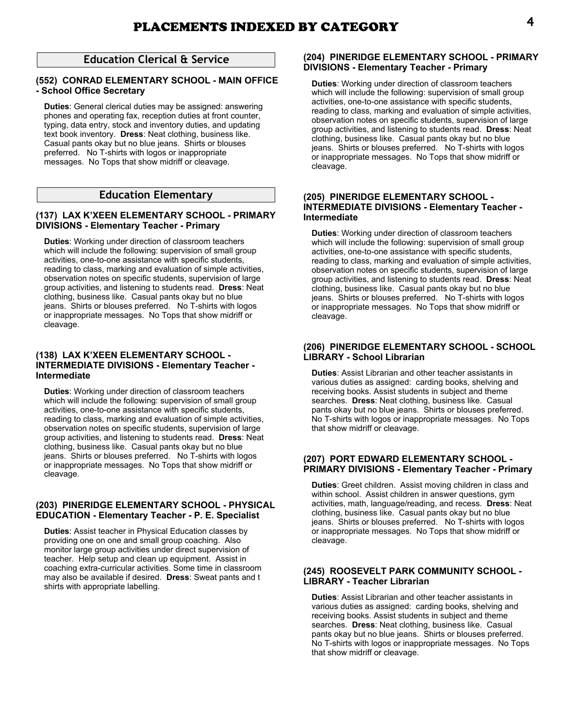# PLACEMENTS INDEXED BY CATEGORY

## Education Clerical & Service

### (552) CONRAD ELEMENTARY SCHOOL - MAIN OFFICE - School Office Secretary

**Duties**: General clerical duties may be assigned: answering phones and operating fax, reception duties at front counter, typing, data entry, stock and inventory duties, and updating text book inventory. **Dress**: Neat clothing, business like. Casual pants okay but no blue jeans. Shirts or blouses preferred. No T-shirts with logos or inappropriate messages. No Tops that show midriff or cleavage.

## Education Elementary

### (137) LAX K'XEEN ELEMENTARY SCHOOL - PRIMARY DIVISIONS - Elementary Teacher - Primary

**Duties**: Working under direction of classroom teachers which will include the following: supervision of small group activities, one-to-one assistance with specific students, reading to class, marking and evaluation of simple activities, observation notes on specific students, supervision of large group activities, and listening to students read. **Dress**: Neat clothing, business like. Casual pants okay but no blue jeans. Shirts or blouses preferred. No T-shirts with logos or inappropriate messages. No Tops that show midriff or cleavage.

### (138) LAX K'XEEN ELEMENTARY SCHOOL - INTERMEDIATE DIVISIONS - Elementary Teacher - Intermediate

**Duties**: Working under direction of classroom teachers which will include the following: supervision of small group activities, one-to-one assistance with specific students, reading to class, marking and evaluation of simple activities, observation notes on specific students, supervision of large group activities, and listening to students read. **Dress**: Neat clothing, business like. Casual pants okay but no blue jeans. Shirts or blouses preferred. No T-shirts with logos or inappropriate messages. No Tops that show midriff or cleavage.

### (203) PINERIDGE ELEMENTARY SCHOOL - PHYSICAL EDUCATION - Elementary Teacher - P. E. Specialist

**Duties**: Assist teacher in Physical Education classes by providing one on one and small group coaching. Also monitor large group activities under direct supervision of teacher. Help setup and clean up equipment. Assist in coaching extra-curricular activities. Some time in classroom may also be available if desired. **Dress**: Sweat pants and t shirts with appropriate labelling.

### (204) PINERIDGE ELEMENTARY SCHOOL - PRIMARY DIVISIONS - Elementary Teacher - Primary

**Duties**: Working under direction of classroom teachers which will include the following: supervision of small group activities, one-to-one assistance with specific students, reading to class, marking and evaluation of simple activities, observation notes on specific students, supervision of large group activities, and listening to students read. **Dress**: Neat clothing, business like. Casual pants okay but no blue jeans. Shirts or blouses preferred. No T-shirts with logos or inappropriate messages. No Tops that show midriff or cleavage.

### (205) PINERIDGE ELEMENTARY SCHOOL - INTERMEDIATE DIVISIONS - Elementary Teacher - Intermediate

**Duties**: Working under direction of classroom teachers which will include the following: supervision of small group activities, one-to-one assistance with specific students, reading to class, marking and evaluation of simple activities, observation notes on specific students, supervision of large group activities, and listening to students read. **Dress**: Neat clothing, business like. Casual pants okay but no blue jeans. Shirts or blouses preferred. No T-shirts with logos or inappropriate messages. No Tops that show midriff or cleavage.

### (206) PINERIDGE ELEMENTARY SCHOOL - SCHOOL LIBRARY - School Librarian

**Duties**: Assist Librarian and other teacher assistants in various duties as assigned: carding books, shelving and receiving books. Assist students in subject and theme searches. **Dress**: Neat clothing, business like. Casual pants okay but no blue jeans. Shirts or blouses preferred. No T-shirts with logos or inappropriate messages. No Tops that show midriff or cleavage.

### (207) PORT EDWARD ELEMENTARY SCHOOL - PRIMARY DIVISIONS - Elementary Teacher - Primary

**Duties**: Greet children. Assist moving children in class and within school. Assist children in answer questions, gym activities, math, language/reading, and recess. **Dress**: Neat clothing, business like. Casual pants okay but no blue jeans. Shirts or blouses preferred. No T-shirts with logos or inappropriate messages. No Tops that show midriff or cleavage.

### (245) ROOSEVELT PARK COMMUNITY SCHOOL - LIBRARY - Teacher Librarian

**Duties**: Assist Librarian and other teacher assistants in various duties as assigned: carding books, shelving and receiving books. Assist students in subject and theme searches. **Dress**: Neat clothing, business like. Casual pants okay but no blue jeans. Shirts or blouses preferred. No T-shirts with logos or inappropriate messages. No Tops that show midriff or cleavage.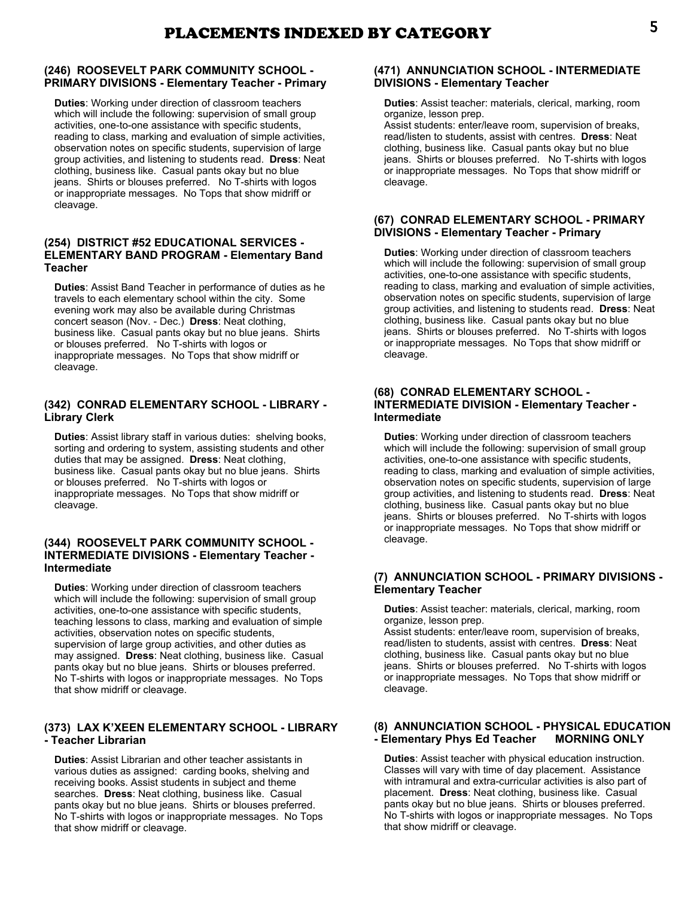# PLACEMENTS INDEXED BY CATEGORY

### (246) ROOSEVELT PARK COMMUNITY SCHOOL - PRIMARY DIVISIONS - Elementary Teacher - Primary

**Duties**: Working under direction of classroom teachers which will include the following: supervision of small group activities, one-to-one assistance with specific students, reading to class, marking and evaluation of simple activities, observation notes on specific students, supervision of large group activities, and listening to students read. **Dress**: Neat clothing, business like. Casual pants okay but no blue jeans. Shirts or blouses preferred. No T-shirts with logos or inappropriate messages. No Tops that show midriff or cleavage.

### (254) DISTRICT #52 EDUCATIONAL SERVICES - ELEMENTARY BAND PROGRAM - Elementary Band Teacher

**Duties**: Assist Band Teacher in performance of duties as he travels to each elementary school within the city. Some evening work may also be available during Christmas concert season (Nov. - Dec.) **Dress**: Neat clothing, business like. Casual pants okay but no blue jeans. Shirts or blouses preferred. No T-shirts with logos or inappropriate messages. No Tops that show midriff or cleavage.

### (342) CONRAD ELEMENTARY SCHOOL - LIBRARY - Library Clerk

**Duties**: Assist library staff in various duties: shelving books, sorting and ordering to system, assisting students and other duties that may be assigned. **Dress**: Neat clothing, business like. Casual pants okay but no blue jeans. Shirts or blouses preferred. No T-shirts with logos or inappropriate messages. No Tops that show midriff or cleavage.

### (344) ROOSEVELT PARK COMMUNITY SCHOOL - INTERMEDIATE DIVISIONS - Elementary Teacher - Intermediate

**Duties**: Working under direction of classroom teachers which will include the following: supervision of small group activities, one-to-one assistance with specific students, teaching lessons to class, marking and evaluation of simple activities, observation notes on specific students, supervision of large group activities, and other duties as may assigned. **Dress**: Neat clothing, business like. Casual pants okay but no blue jeans. Shirts or blouses preferred. No T-shirts with logos or inappropriate messages. No Tops that show midriff or cleavage.

### (373) LAX K'XEEN ELEMENTARY SCHOOL - LIBRARY - Teacher Librarian

**Duties**: Assist Librarian and other teacher assistants in various duties as assigned: carding books, shelving and receiving books. Assist students in subject and theme searches. **Dress**: Neat clothing, business like. Casual pants okay but no blue jeans. Shirts or blouses preferred. No T-shirts with logos or inappropriate messages. No Tops that show midriff or cleavage.

### (471) ANNUNCIATION SCHOOL - INTERMEDIATE DIVISIONS - Elementary Teacher

**Duties**: Assist teacher: materials, clerical, marking, room organize, lesson prep.
Assist students: enter/leave room, supervision of breaks, read/listen to students, assist with centres. **Dress**: Neat clothing, business like. Casual pants okay but no blue jeans. Shirts or blouses preferred. No T-shirts with logos or inappropriate messages. No Tops that show midriff or cleavage.

### (67) CONRAD ELEMENTARY SCHOOL - PRIMARY DIVISIONS - Elementary Teacher - Primary

**Duties**: Working under direction of classroom teachers which will include the following: supervision of small group activities, one-to-one assistance with specific students, reading to class, marking and evaluation of simple activities, observation notes on specific students, supervision of large group activities, and listening to students read. **Dress**: Neat clothing, business like. Casual pants okay but no blue jeans. Shirts or blouses preferred. No T-shirts with logos or inappropriate messages. No Tops that show midriff or cleavage.

### (68) CONRAD ELEMENTARY SCHOOL - INTERMEDIATE DIVISION - Elementary Teacher - Intermediate

**Duties**: Working under direction of classroom teachers which will include the following: supervision of small group activities, one-to-one assistance with specific students, reading to class, marking and evaluation of simple activities, observation notes on specific students, supervision of large group activities, and listening to students read. **Dress**: Neat clothing, business like. Casual pants okay but no blue jeans. Shirts or blouses preferred. No T-shirts with logos or inappropriate messages. No Tops that show midriff or cleavage.

### (7) ANNUNCIATION SCHOOL - PRIMARY DIVISIONS - Elementary Teacher

**Duties**: Assist teacher: materials, clerical, marking, room organize, lesson prep.
Assist students: enter/leave room, supervision of breaks, read/listen to students, assist with centres. **Dress**: Neat clothing, business like. Casual pants okay but no blue jeans. Shirts or blouses preferred. No T-shirts with logos or inappropriate messages. No Tops that show midriff or cleavage.

### (8) ANNUNCIATION SCHOOL - PHYSICAL EDUCATION - Elementary Phys Ed Teacher MORNING ONLY

**Duties**: Assist teacher with physical education instruction. Classes will vary with time of day placement. Assistance with intramural and extra-curricular activities is also part of placement. **Dress**: Neat clothing, business like. Casual pants okay but no blue jeans. Shirts or blouses preferred. No T-shirts with logos or inappropriate messages. No Tops that show midriff or cleavage.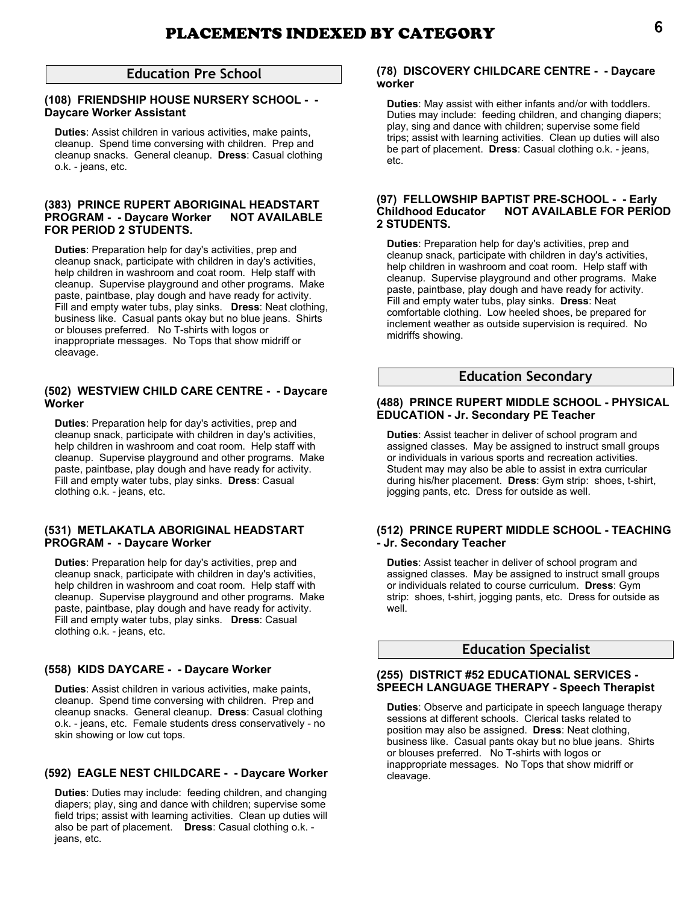# PLACEMENTS INDEXED BY CATEGORY

## Education Pre School

### (108) FRIENDSHIP HOUSE NURSERY SCHOOL - - Daycare Worker Assistant

**Duties**: Assist children in various activities, make paints, cleanup. Spend time conversing with children. Prep and cleanup snacks. General cleanup. **Dress**: Casual clothing o.k. - jeans, etc.

### (383) PRINCE RUPERT ABORIGINAL HEADSTART PROGRAM - - Daycare Worker NOT AVAILABLE FOR PERIOD 2 STUDENTS.

**Duties**: Preparation help for day's activities, prep and cleanup snack, participate with children in day's activities, help children in washroom and coat room. Help staff with cleanup. Supervise playground and other programs. Make paste, paintbase, play dough and have ready for activity. Fill and empty water tubs, play sinks. **Dress**: Neat clothing, business like. Casual pants okay but no blue jeans. Shirts or blouses preferred. No T-shirts with logos or inappropriate messages. No Tops that show midriff or cleavage.

### (502) WESTVIEW CHILD CARE CENTRE - - Daycare Worker

**Duties**: Preparation help for day's activities, prep and cleanup snack, participate with children in day's activities, help children in washroom and coat room. Help staff with cleanup. Supervise playground and other programs. Make paste, paintbase, play dough and have ready for activity. Fill and empty water tubs, play sinks. **Dress**: Casual clothing o.k. - jeans, etc.

### (531) METLAKATLA ABORIGINAL HEADSTART PROGRAM - - Daycare Worker

**Duties**: Preparation help for day's activities, prep and cleanup snack, participate with children in day's activities, help children in washroom and coat room. Help staff with cleanup. Supervise playground and other programs. Make paste, paintbase, play dough and have ready for activity. Fill and empty water tubs, play sinks. **Dress**: Casual clothing o.k. - jeans, etc.

### (558) KIDS DAYCARE - - Daycare Worker

**Duties**: Assist children in various activities, make paints, cleanup. Spend time conversing with children. Prep and cleanup snacks. General cleanup. **Dress**: Casual clothing o.k. - jeans, etc. Female students dress conservatively - no skin showing or low cut tops.

### (592) EAGLE NEST CHILDCARE - - Daycare Worker

**Duties**: Duties may include: feeding children, and changing diapers; play, sing and dance with children; supervise some field trips; assist with learning activities. Clean up duties will also be part of placement. **Dress**: Casual clothing o.k. - jeans, etc.

### (78) DISCOVERY CHILDCARE CENTRE - - Daycare worker

**Duties**: May assist with either infants and/or with toddlers. Duties may include: feeding children, and changing diapers; play, sing and dance with children; supervise some field trips; assist with learning activities. Clean up duties will also be part of placement. **Dress**: Casual clothing o.k. - jeans, etc.

### (97) FELLOWSHIP BAPTIST PRE-SCHOOL - - Early Childhood Educator NOT AVAILABLE FOR PERIOD 2 STUDENTS.

**Duties**: Preparation help for day's activities, prep and cleanup snack, participate with children in day's activities, help children in washroom and coat room. Help staff with cleanup. Supervise playground and other programs. Make paste, paintbase, play dough and have ready for activity. Fill and empty water tubs, play sinks. **Dress**: Neat comfortable clothing. Low heeled shoes, be prepared for inclement weather as outside supervision is required. No midriffs showing.

## Education Secondary

### (488) PRINCE RUPERT MIDDLE SCHOOL - PHYSICAL EDUCATION - Jr. Secondary PE Teacher

**Duties**: Assist teacher in deliver of school program and assigned classes. May be assigned to instruct small groups or individuals in various sports and recreation activities. Student may may also be able to assist in extra curricular during his/her placement. **Dress**: Gym strip: shoes, t-shirt, jogging pants, etc. Dress for outside as well.

### (512) PRINCE RUPERT MIDDLE SCHOOL - TEACHING - Jr. Secondary Teacher

**Duties**: Assist teacher in deliver of school program and assigned classes. May be assigned to instruct small groups or individuals related to course curriculum. **Dress**: Gym strip: shoes, t-shirt, jogging pants, etc. Dress for outside as well.

## Education Specialist

### (255) DISTRICT #52 EDUCATIONAL SERVICES - SPEECH LANGUAGE THERAPY - Speech Therapist

**Duties**: Observe and participate in speech language therapy sessions at different schools. Clerical tasks related to position may also be assigned. **Dress**: Neat clothing, business like. Casual pants okay but no blue jeans. Shirts or blouses preferred. No T-shirts with logos or inappropriate messages. No Tops that show midriff or cleavage.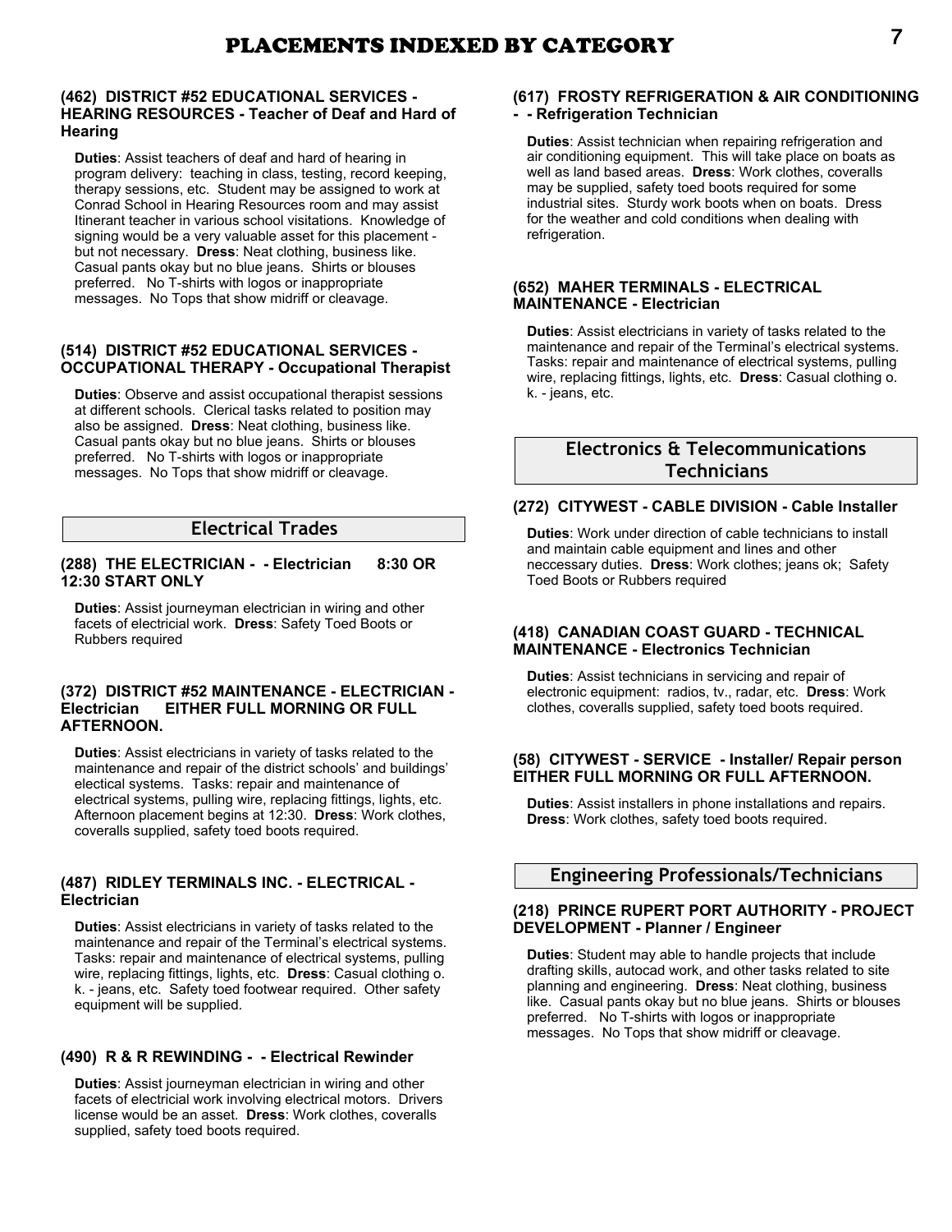# PLACEMENTS INDEXED BY CATEGORY

### (462) DISTRICT #52 EDUCATIONAL SERVICES - HEARING RESOURCES - Teacher of Deaf and Hard of Hearing

**Duties**: Assist teachers of deaf and hard of hearing in program delivery: teaching in class, testing, record keeping, therapy sessions, etc. Student may be assigned to work at Conrad School in Hearing Resources room and may assist Itinerant teacher in various school visitations. Knowledge of signing would be a very valuable asset for this placement - but not necessary. **Dress**: Neat clothing, business like. Casual pants okay but no blue jeans. Shirts or blouses preferred. No T-shirts with logos or inappropriate messages. No Tops that show midriff or cleavage.

### (514) DISTRICT #52 EDUCATIONAL SERVICES - OCCUPATIONAL THERAPY - Occupational Therapist

**Duties**: Observe and assist occupational therapist sessions at different schools. Clerical tasks related to position may also be assigned. **Dress**: Neat clothing, business like. Casual pants okay but no blue jeans. Shirts or blouses preferred. No T-shirts with logos or inappropriate messages. No Tops that show midriff or cleavage.

## Electrical Trades

### (288) THE ELECTRICIAN - - Electrician 8:30 OR 12:30 START ONLY

**Duties**: Assist journeyman electrician in wiring and other facets of electricial work. **Dress**: Safety Toed Boots or Rubbers required

### (372) DISTRICT #52 MAINTENANCE - ELECTRICIAN - Electrician EITHER FULL MORNING OR FULL AFTERNOON.

**Duties**: Assist electricians in variety of tasks related to the maintenance and repair of the district schools' and buildings' electical systems. Tasks: repair and maintenance of electrical systems, pulling wire, replacing fittings, lights, etc. Afternoon placement begins at 12:30. **Dress**: Work clothes, coveralls supplied, safety toed boots required.

### (487) RIDLEY TERMINALS INC. - ELECTRICAL - Electrician

**Duties**: Assist electricians in variety of tasks related to the maintenance and repair of the Terminal's electrical systems. Tasks: repair and maintenance of electrical systems, pulling wire, replacing fittings, lights, etc. **Dress**: Casual clothing o. k. - jeans, etc. Safety toed footwear required. Other safety equipment will be supplied.

### (490) R & R REWINDING - - Electrical Rewinder

**Duties**: Assist journeyman electrician in wiring and other facets of electricial work involving electrical motors. Drivers license would be an asset. **Dress**: Work clothes, coveralls supplied, safety toed boots required.

### (617) FROSTY REFRIGERATION & AIR CONDITIONING - - Refrigeration Technician

**Duties**: Assist technician when repairing refrigeration and air conditioning equipment. This will take place on boats as well as land based areas. **Dress**: Work clothes, coveralls may be supplied, safety toed boots required for some industrial sites. Sturdy work boots when on boats. Dress for the weather and cold conditions when dealing with refrigeration.

### (652) MAHER TERMINALS - ELECTRICAL MAINTENANCE - Electrician

**Duties**: Assist electricians in variety of tasks related to the maintenance and repair of the Terminal's electrical systems. Tasks: repair and maintenance of electrical systems, pulling wire, replacing fittings, lights, etc. **Dress**: Casual clothing o. k. - jeans, etc.

## Electronics & Telecommunications Technicians

### (272) CITYWEST - CABLE DIVISION - Cable Installer

**Duties**: Work under direction of cable technicians to install and maintain cable equipment and lines and other neccessary duties. **Dress**: Work clothes; jeans ok; Safety Toed Boots or Rubbers required

### (418) CANADIAN COAST GUARD - TECHNICAL MAINTENANCE - Electronics Technician

**Duties**: Assist technicians in servicing and repair of electronic equipment: radios, tv., radar, etc. **Dress**: Work clothes, coveralls supplied, safety toed boots required.

### (58) CITYWEST - SERVICE - Installer/ Repair person EITHER FULL MORNING OR FULL AFTERNOON.

**Duties**: Assist installers in phone installations and repairs. **Dress**: Work clothes, safety toed boots required.

## Engineering Professionals/Technicians

### (218) PRINCE RUPERT PORT AUTHORITY - PROJECT DEVELOPMENT - Planner / Engineer

**Duties**: Student may able to handle projects that include drafting skills, autocad work, and other tasks related to site planning and engineering. **Dress**: Neat clothing, business like. Casual pants okay but no blue jeans. Shirts or blouses preferred. No T-shirts with logos or inappropriate messages. No Tops that show midriff or cleavage.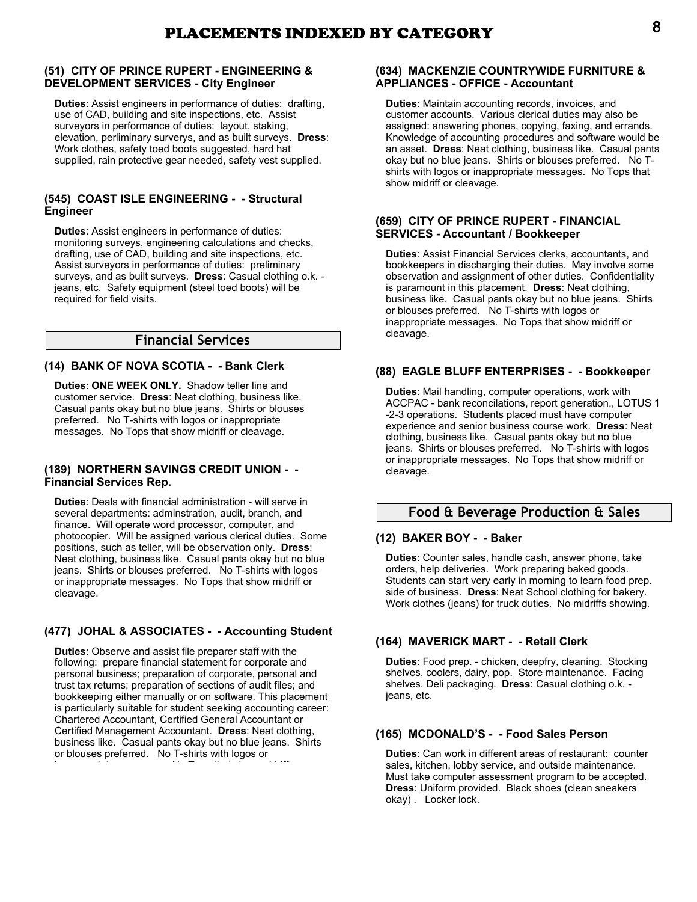# PLACEMENTS INDEXED BY CATEGORY

### (51) CITY OF PRINCE RUPERT - ENGINEERING & DEVELOPMENT SERVICES - City Engineer

**Duties**: Assist engineers in performance of duties: drafting, use of CAD, building and site inspections, etc. Assist surveyors in performance of duties: layout, staking, elevation, perliminary surverys, and as built surveys. **Dress**: Work clothes, safety toed boots suggested, hard hat supplied, rain protective gear needed, safety vest supplied.

### (545) COAST ISLE ENGINEERING - - Structural Engineer

**Duties**: Assist engineers in performance of duties: monitoring surveys, engineering calculations and checks, drafting, use of CAD, building and site inspections, etc. Assist surveyors in performance of duties: preliminary surveys, and as built surveys. **Dress**: Casual clothing o.k. - jeans, etc. Safety equipment (steel toed boots) will be required for field visits.

## Financial Services

### (14) BANK OF NOVA SCOTIA - - Bank Clerk

**Duties**: **ONE WEEK ONLY.** Shadow teller line and customer service. **Dress**: Neat clothing, business like. Casual pants okay but no blue jeans. Shirts or blouses preferred. No T-shirts with logos or inappropriate messages. No Tops that show midriff or cleavage.

### (189) NORTHERN SAVINGS CREDIT UNION - - Financial Services Rep.

**Duties**: Deals with financial administration - will serve in several departments: adminstration, audit, branch, and finance. Will operate word processor, computer, and photocopier. Will be assigned various clerical duties. Some positions, such as teller, will be observation only. **Dress**: Neat clothing, business like. Casual pants okay but no blue jeans. Shirts or blouses preferred. No T-shirts with logos or inappropriate messages. No Tops that show midriff or cleavage.

### (477) JOHAL & ASSOCIATES - - Accounting Student

**Duties**: Observe and assist file preparer staff with the following: prepare financial statement for corporate and personal business; preparation of corporate, personal and trust tax returns; preparation of sections of audit files; and bookkeeping either manually or on software. This placement is particularly suitable for student seeking accounting career: Chartered Accountant, Certified General Accountant or Certified Management Accountant. **Dress**: Neat clothing, business like. Casual pants okay but no blue jeans. Shirts or blouses preferred. No T-shirts with logos or inappropriate messages. No Tops that show midriff

### (634) MACKENZIE COUNTRYWIDE FURNITURE & APPLIANCES - OFFICE - Accountant

**Duties**: Maintain accounting records, invoices, and customer accounts. Various clerical duties may also be assigned: answering phones, copying, faxing, and errands. Knowledge of accounting procedures and software would be an asset. **Dress**: Neat clothing, business like. Casual pants okay but no blue jeans. Shirts or blouses preferred. No T-shirts with logos or inappropriate messages. No Tops that show midriff or cleavage.

### (659) CITY OF PRINCE RUPERT - FINANCIAL SERVICES - Accountant / Bookkeeper

**Duties**: Assist Financial Services clerks, accountants, and bookkeepers in discharging their duties. May involve some observation and assignment of other duties. Confidentiality is paramount in this placement. **Dress**: Neat clothing, business like. Casual pants okay but no blue jeans. Shirts or blouses preferred. No T-shirts with logos or inappropriate messages. No Tops that show midriff or cleavage.

### (88) EAGLE BLUFF ENTERPRISES - - Bookkeeper

**Duties**: Mail handling, computer operations, work with ACCPAC - bank reconcilations, report generation., LOTUS 1-2-3 operations. Students placed must have computer experience and senior business course work. **Dress**: Neat clothing, business like. Casual pants okay but no blue jeans. Shirts or blouses preferred. No T-shirts with logos or inappropriate messages. No Tops that show midriff or cleavage.

## Food & Beverage Production & Sales

### (12) BAKER BOY - - Baker

**Duties**: Counter sales, handle cash, answer phone, take orders, help deliveries. Work preparing baked goods. Students can start very early in morning to learn food prep. side of business. **Dress**: Neat School clothing for bakery. Work clothes (jeans) for truck duties. No midriffs showing.

### (164) MAVERICK MART - - Retail Clerk

**Duties**: Food prep. - chicken, deepfry, cleaning. Stocking shelves, coolers, dairy, pop. Store maintenance. Facing shelves. Deli packaging. **Dress**: Casual clothing o.k. - jeans, etc.

### (165) MCDONALD'S - - Food Sales Person

**Duties**: Can work in different areas of restaurant: counter sales, kitchen, lobby service, and outside maintenance. Must take computer assessment program to be accepted. **Dress**: Uniform provided. Black shoes (clean sneakers okay) . Locker lock.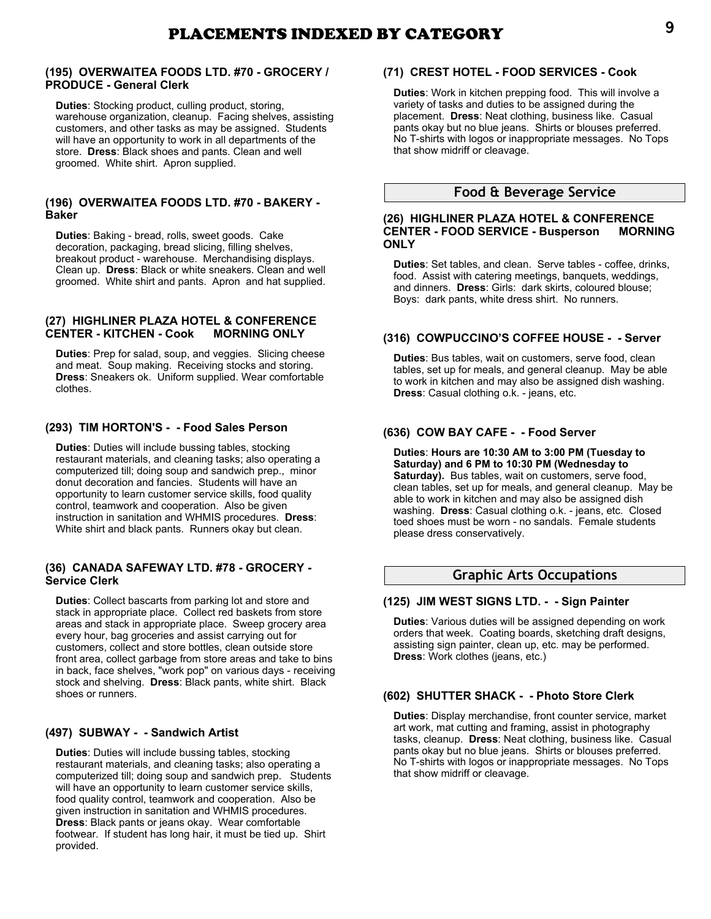# PLACEMENTS INDEXED BY CATEGORY

### (195) OVERWAITEA FOODS LTD. #70 - GROCERY / PRODUCE - General Clerk

**Duties**: Stocking product, culling product, storing, warehouse organization, cleanup. Facing shelves, assisting customers, and other tasks as may be assigned. Students will have an opportunity to work in all departments of the store. **Dress**: Black shoes and pants. Clean and well groomed. White shirt. Apron supplied.

### (196) OVERWAITEA FOODS LTD. #70 - BAKERY - Baker

**Duties**: Baking - bread, rolls, sweet goods. Cake decoration, packaging, bread slicing, filling shelves, breakout product - warehouse. Merchandising displays. Clean up. **Dress**: Black or white sneakers. Clean and well groomed. White shirt and pants. Apron and hat supplied.

### (27) HIGHLINER PLAZA HOTEL & CONFERENCE CENTER - KITCHEN - Cook MORNING ONLY

**Duties**: Prep for salad, soup, and veggies. Slicing cheese and meat. Soup making. Receiving stocks and storing. **Dress**: Sneakers ok. Uniform supplied. Wear comfortable clothes.

### (293) TIM HORTON'S - - Food Sales Person

**Duties**: Duties will include bussing tables, stocking restaurant materials, and cleaning tasks; also operating a computerized till; doing soup and sandwich prep., minor donut decoration and fancies. Students will have an opportunity to learn customer service skills, food quality control, teamwork and cooperation. Also be given instruction in sanitation and WHMIS procedures. **Dress**: White shirt and black pants. Runners okay but clean.

### (36) CANADA SAFEWAY LTD. #78 - GROCERY - Service Clerk

**Duties**: Collect bascarts from parking lot and store and stack in appropriate place. Collect red baskets from store areas and stack in appropriate place. Sweep grocery area every hour, bag groceries and assist carrying out for customers, collect and store bottles, clean outside store front area, collect garbage from store areas and take to bins in back, face shelves, "work pop" on various days - receiving stock and shelving. **Dress**: Black pants, white shirt. Black shoes or runners.

### (497) SUBWAY - - Sandwich Artist

**Duties**: Duties will include bussing tables, stocking restaurant materials, and cleaning tasks; also operating a computerized till; doing soup and sandwich prep. Students will have an opportunity to learn customer service skills, food quality control, teamwork and cooperation. Also be given instruction in sanitation and WHMIS procedures. **Dress**: Black pants or jeans okay. Wear comfortable footwear. If student has long hair, it must be tied up. Shirt provided.

### (71) CREST HOTEL - FOOD SERVICES - Cook

**Duties**: Work in kitchen prepping food. This will involve a variety of tasks and duties to be assigned during the placement. **Dress**: Neat clothing, business like. Casual pants okay but no blue jeans. Shirts or blouses preferred. No T-shirts with logos or inappropriate messages. No Tops that show midriff or cleavage.

## Food & Beverage Service

### (26) HIGHLINER PLAZA HOTEL & CONFERENCE CENTER - FOOD SERVICE - Busperson MORNING ONLY

**Duties**: Set tables, and clean. Serve tables - coffee, drinks, food. Assist with catering meetings, banquets, weddings, and dinners. **Dress**: Girls: dark skirts, coloured blouse; Boys: dark pants, white dress shirt. No runners.

### (316) COWPUCCINO'S COFFEE HOUSE - - Server

**Duties**: Bus tables, wait on customers, serve food, clean tables, set up for meals, and general cleanup. May be able to work in kitchen and may also be assigned dish washing. **Dress**: Casual clothing o.k. - jeans, etc.

### (636) COW BAY CAFE - - Food Server

**Duties**: **Hours are 10:30 AM to 3:00 PM (Tuesday to Saturday) and 6 PM to 10:30 PM (Wednesday to Saturday).** Bus tables, wait on customers, serve food, clean tables, set up for meals, and general cleanup. May be able to work in kitchen and may also be assigned dish washing. **Dress**: Casual clothing o.k. - jeans, etc. Closed toed shoes must be worn - no sandals. Female students please dress conservatively.

## Graphic Arts Occupations

### (125) JIM WEST SIGNS LTD. - - Sign Painter

**Duties**: Various duties will be assigned depending on work orders that week. Coating boards, sketching draft designs, assisting sign painter, clean up, etc. may be performed. **Dress**: Work clothes (jeans, etc.)

### (602) SHUTTER SHACK - - Photo Store Clerk

**Duties**: Display merchandise, front counter service, market art work, mat cutting and framing, assist in photography tasks, cleanup. **Dress**: Neat clothing, business like. Casual pants okay but no blue jeans. Shirts or blouses preferred. No T-shirts with logos or inappropriate messages. No Tops that show midriff or cleavage.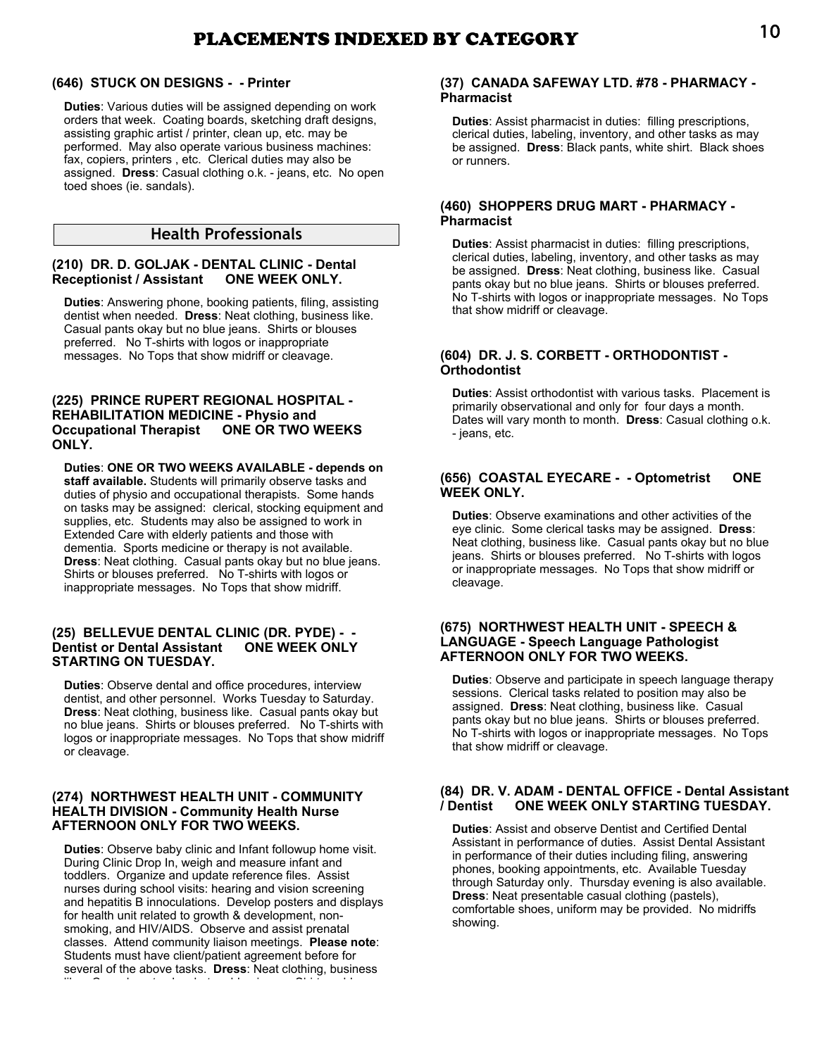# PLACEMENTS INDEXED BY CATEGORY

### (646) STUCK ON DESIGNS - - Printer

**Duties**: Various duties will be assigned depending on work orders that week. Coating boards, sketching draft designs, assisting graphic artist / printer, clean up, etc. may be performed. May also operate various business machines: fax, copiers, printers , etc. Clerical duties may also be assigned. **Dress**: Casual clothing o.k. - jeans, etc. No open toed shoes (ie. sandals).

## Health Professionals

### (210) DR. D. GOLJAK - DENTAL CLINIC - Dental Receptionist / Assistant ONE WEEK ONLY.

**Duties**: Answering phone, booking patients, filing, assisting dentist when needed. **Dress**: Neat clothing, business like. Casual pants okay but no blue jeans. Shirts or blouses preferred. No T-shirts with logos or inappropriate messages. No Tops that show midriff or cleavage.

### (225) PRINCE RUPERT REGIONAL HOSPITAL - REHABILITATION MEDICINE - Physio and Occupational Therapist ONE OR TWO WEEKS ONLY.

**Duties**: **ONE OR TWO WEEKS AVAILABLE - depends on staff available.** Students will primarily observe tasks and duties of physio and occupational therapists. Some hands on tasks may be assigned: clerical, stocking equipment and supplies, etc. Students may also be assigned to work in Extended Care with elderly patients and those with dementia. Sports medicine or therapy is not available. **Dress**: Neat clothing. Casual pants okay but no blue jeans. Shirts or blouses preferred. No T-shirts with logos or inappropriate messages. No Tops that show midriff.

### (25) BELLEVUE DENTAL CLINIC (DR. PYDE) - - Dentist or Dental Assistant ONE WEEK ONLY STARTING ON TUESDAY.

**Duties**: Observe dental and office procedures, interview dentist, and other personnel. Works Tuesday to Saturday. **Dress**: Neat clothing, business like. Casual pants okay but no blue jeans. Shirts or blouses preferred. No T-shirts with logos or inappropriate messages. No Tops that show midriff or cleavage.

### (274) NORTHWEST HEALTH UNIT - COMMUNITY HEALTH DIVISION - Community Health Nurse AFTERNOON ONLY FOR TWO WEEKS.

**Duties**: Observe baby clinic and Infant followup home visit. During Clinic Drop In, weigh and measure infant and toddlers. Organize and update reference files. Assist nurses during school visits: hearing and vision screening and hepatitis B innoculations. Develop posters and displays for health unit related to growth & development, non-smoking, and HIV/AIDS. Observe and assist prenatal classes. Attend community liaison meetings. **Please note**: Students must have client/patient agreement before for several of the above tasks. **Dress**: Neat clothing, business

### (37) CANADA SAFEWAY LTD. #78 - PHARMACY - Pharmacist

**Duties**: Assist pharmacist in duties: filling prescriptions, clerical duties, labeling, inventory, and other tasks as may be assigned. **Dress**: Black pants, white shirt. Black shoes or runners.

### (460) SHOPPERS DRUG MART - PHARMACY - Pharmacist

**Duties**: Assist pharmacist in duties: filling prescriptions, clerical duties, labeling, inventory, and other tasks as may be assigned. **Dress**: Neat clothing, business like. Casual pants okay but no blue jeans. Shirts or blouses preferred. No T-shirts with logos or inappropriate messages. No Tops that show midriff or cleavage.

### (604) DR. J. S. CORBETT - ORTHODONTIST - Orthodontist

**Duties**: Assist orthodontist with various tasks. Placement is primarily observational and only for four days a month. Dates will vary month to month. **Dress**: Casual clothing o.k. - jeans, etc.

### (656) COASTAL EYECARE - - Optometrist ONE WEEK ONLY.

**Duties**: Observe examinations and other activities of the eye clinic. Some clerical tasks may be assigned. **Dress**: Neat clothing, business like. Casual pants okay but no blue jeans. Shirts or blouses preferred. No T-shirts with logos or inappropriate messages. No Tops that show midriff or cleavage.

### (675) NORTHWEST HEALTH UNIT - SPEECH & LANGUAGE - Speech Language Pathologist AFTERNOON ONLY FOR TWO WEEKS.

**Duties**: Observe and participate in speech language therapy sessions. Clerical tasks related to position may also be assigned. **Dress**: Neat clothing, business like. Casual pants okay but no blue jeans. Shirts or blouses preferred. No T-shirts with logos or inappropriate messages. No Tops that show midriff or cleavage.

### (84) DR. V. ADAM - DENTAL OFFICE - Dental Assistant / Dentist ONE WEEK ONLY STARTING TUESDAY.

**Duties**: Assist and observe Dentist and Certified Dental Assistant in performance of duties. Assist Dental Assistant in performance of their duties including filing, answering phones, booking appointments, etc. Available Tuesday through Saturday only. Thursday evening is also available. **Dress**: Neat presentable casual clothing (pastels), comfortable shoes, uniform may be provided. No midriffs showing.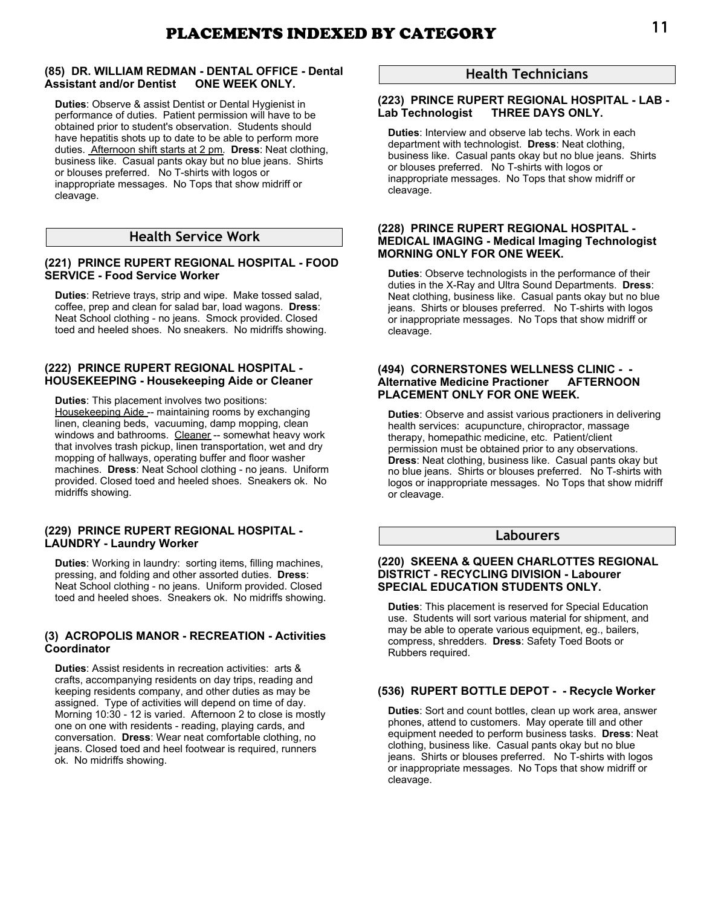# PLACEMENTS INDEXED BY CATEGORY

**(85) DR. WILLIAM REDMAN - DENTAL OFFICE - Dental Assistant and/or Dentist ONE WEEK ONLY.**

**Duties**: Observe & assist Dentist or Dental Hygienist in performance of duties. Patient permission will have to be obtained prior to student's observation. Students should have hepatitis shots up to date to be able to perform more duties. Afternoon shift starts at 2 pm. **Dress**: Neat clothing, business like. Casual pants okay but no blue jeans. Shirts or blouses preferred. No T-shirts with logos or inappropriate messages. No Tops that show midriff or cleavage.

## Health Service Work

**(221) PRINCE RUPERT REGIONAL HOSPITAL - FOOD SERVICE - Food Service Worker**

**Duties**: Retrieve trays, strip and wipe. Make tossed salad, coffee, prep and clean for salad bar, load wagons. **Dress**: Neat School clothing - no jeans. Smock provided. Closed toed and heeled shoes. No sneakers. No midriffs showing.

**(222) PRINCE RUPERT REGIONAL HOSPITAL - HOUSEKEEPING - Housekeeping Aide or Cleaner**

**Duties**: This placement involves two positions: Housekeeping Aide -- maintaining rooms by exchanging linen, cleaning beds, vacuuming, damp mopping, clean windows and bathrooms. Cleaner -- somewhat heavy work that involves trash pickup, linen transportation, wet and dry mopping of hallways, operating buffer and floor washer machines. **Dress**: Neat School clothing - no jeans. Uniform provided. Closed toed and heeled shoes. Sneakers ok. No midriffs showing.

**(229) PRINCE RUPERT REGIONAL HOSPITAL - LAUNDRY - Laundry Worker**

**Duties**: Working in laundry: sorting items, filling machines, pressing, and folding and other assorted duties. **Dress**: Neat School clothing - no jeans. Uniform provided. Closed toed and heeled shoes. Sneakers ok. No midriffs showing.

**(3) ACROPOLIS MANOR - RECREATION - Activities Coordinator**

**Duties**: Assist residents in recreation activities: arts & crafts, accompanying residents on day trips, reading and keeping residents company, and other duties as may be assigned. Type of activities will depend on time of day. Morning 10:30 - 12 is varied. Afternoon 2 to close is mostly one on one with residents - reading, playing cards, and conversation. **Dress**: Wear neat comfortable clothing, no jeans. Closed toed and heel footwear is required, runners ok. No midriffs showing.

## Health Technicians

**(223) PRINCE RUPERT REGIONAL HOSPITAL - LAB - Lab Technologist THREE DAYS ONLY.**

**Duties**: Interview and observe lab techs. Work in each department with technologist. **Dress**: Neat clothing, business like. Casual pants okay but no blue jeans. Shirts or blouses preferred. No T-shirts with logos or inappropriate messages. No Tops that show midriff or cleavage.

**(228) PRINCE RUPERT REGIONAL HOSPITAL - MEDICAL IMAGING - Medical Imaging Technologist MORNING ONLY FOR ONE WEEK.**

**Duties**: Observe technologists in the performance of their duties in the X-Ray and Ultra Sound Departments. **Dress**: Neat clothing, business like. Casual pants okay but no blue jeans. Shirts or blouses preferred. No T-shirts with logos or inappropriate messages. No Tops that show midriff or cleavage.

**(494) CORNERSTONES WELLNESS CLINIC - - Alternative Medicine Practioner AFTERNOON PLACEMENT ONLY FOR ONE WEEK.**

**Duties**: Observe and assist various practioners in delivering health services: acupuncture, chiropractor, massage therapy, homepathic medicine, etc. Patient/client permission must be obtained prior to any observations. **Dress**: Neat clothing, business like. Casual pants okay but no blue jeans. Shirts or blouses preferred. No T-shirts with logos or inappropriate messages. No Tops that show midriff or cleavage.

## Labourers

**(220) SKEENA & QUEEN CHARLOTTES REGIONAL DISTRICT - RECYCLING DIVISION - Labourer SPECIAL EDUCATION STUDENTS ONLY.**

**Duties**: This placement is reserved for Special Education use. Students will sort various material for shipment, and may be able to operate various equipment, eg., bailers, compress, shredders. **Dress**: Safety Toed Boots or Rubbers required.

**(536) RUPERT BOTTLE DEPOT - - Recycle Worker**

**Duties**: Sort and count bottles, clean up work area, answer phones, attend to customers. May operate till and other equipment needed to perform business tasks. **Dress**: Neat clothing, business like. Casual pants okay but no blue jeans. Shirts or blouses preferred. No T-shirts with logos or inappropriate messages. No Tops that show midriff or cleavage.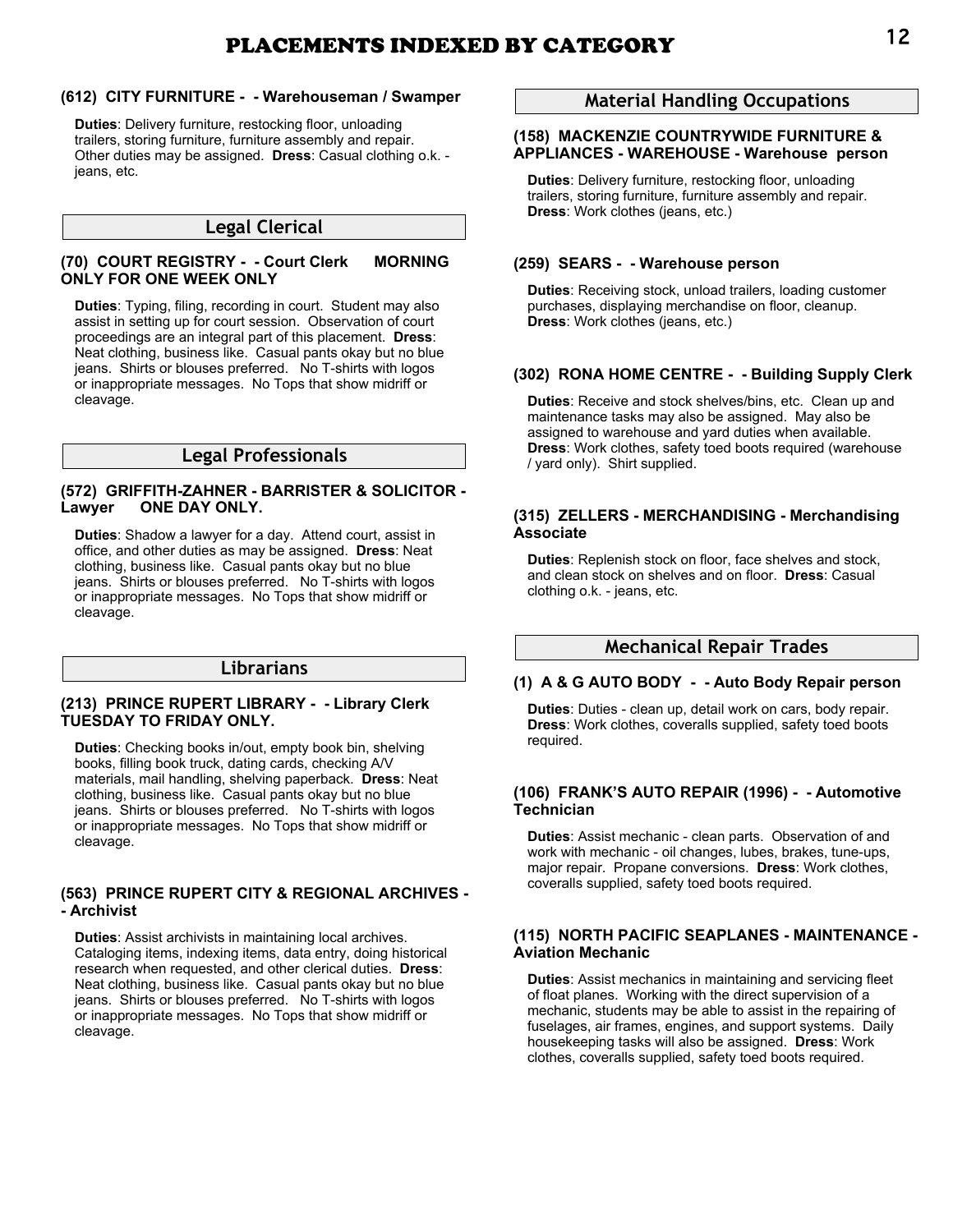# PLACEMENTS INDEXED BY CATEGORY

### (612) CITY FURNITURE - - Warehouseman / Swamper

**Duties**: Delivery furniture, restocking floor, unloading trailers, storing furniture, furniture assembly and repair. Other duties may be assigned. **Dress**: Casual clothing o.k. - jeans, etc.

## Legal Clerical

### (70) COURT REGISTRY - - Court Clerk MORNING ONLY FOR ONE WEEK ONLY

**Duties**: Typing, filing, recording in court. Student may also assist in setting up for court session. Observation of court proceedings are an integral part of this placement. **Dress**: Neat clothing, business like. Casual pants okay but no blue jeans. Shirts or blouses preferred. No T-shirts with logos or inappropriate messages. No Tops that show midriff or cleavage.

## Legal Professionals

### (572) GRIFFITH-ZAHNER - BARRISTER & SOLICITOR - Lawyer ONE DAY ONLY.

**Duties**: Shadow a lawyer for a day. Attend court, assist in office, and other duties as may be assigned. **Dress**: Neat clothing, business like. Casual pants okay but no blue jeans. Shirts or blouses preferred. No T-shirts with logos or inappropriate messages. No Tops that show midriff or cleavage.

## Librarians

### (213) PRINCE RUPERT LIBRARY - - Library Clerk TUESDAY TO FRIDAY ONLY.

**Duties**: Checking books in/out, empty book bin, shelving books, filling book truck, dating cards, checking A/V materials, mail handling, shelving paperback. **Dress**: Neat clothing, business like. Casual pants okay but no blue jeans. Shirts or blouses preferred. No T-shirts with logos or inappropriate messages. No Tops that show midriff or cleavage.

### (563) PRINCE RUPERT CITY & REGIONAL ARCHIVES - - Archivist

**Duties**: Assist archivists in maintaining local archives. Cataloging items, indexing items, data entry, doing historical research when requested, and other clerical duties. **Dress**: Neat clothing, business like. Casual pants okay but no blue jeans. Shirts or blouses preferred. No T-shirts with logos or inappropriate messages. No Tops that show midriff or cleavage.

## Material Handling Occupations

### (158) MACKENZIE COUNTRYWIDE FURNITURE & APPLIANCES - WAREHOUSE - Warehouse person

**Duties**: Delivery furniture, restocking floor, unloading trailers, storing furniture, furniture assembly and repair. **Dress**: Work clothes (jeans, etc.)

### (259) SEARS - - Warehouse person

**Duties**: Receiving stock, unload trailers, loading customer purchases, displaying merchandise on floor, cleanup. **Dress**: Work clothes (jeans, etc.)

### (302) RONA HOME CENTRE - - Building Supply Clerk

**Duties**: Receive and stock shelves/bins, etc. Clean up and maintenance tasks may also be assigned. May also be assigned to warehouse and yard duties when available. **Dress**: Work clothes, safety toed boots required (warehouse / yard only). Shirt supplied.

### (315) ZELLERS - MERCHANDISING - Merchandising Associate

**Duties**: Replenish stock on floor, face shelves and stock, and clean stock on shelves and on floor. **Dress**: Casual clothing o.k. - jeans, etc.

## Mechanical Repair Trades

### (1) A & G AUTO BODY - - Auto Body Repair person

**Duties**: Duties - clean up, detail work on cars, body repair. **Dress**: Work clothes, coveralls supplied, safety toed boots required.

### (106) FRANK'S AUTO REPAIR (1996) - - Automotive Technician

**Duties**: Assist mechanic - clean parts. Observation of and work with mechanic - oil changes, lubes, brakes, tune-ups, major repair. Propane conversions. **Dress**: Work clothes, coveralls supplied, safety toed boots required.

### (115) NORTH PACIFIC SEAPLANES - MAINTENANCE - Aviation Mechanic

**Duties**: Assist mechanics in maintaining and servicing fleet of float planes. Working with the direct supervision of a mechanic, students may be able to assist in the repairing of fuselages, air frames, engines, and support systems. Daily housekeeping tasks will also be assigned. **Dress**: Work clothes, coveralls supplied, safety toed boots required.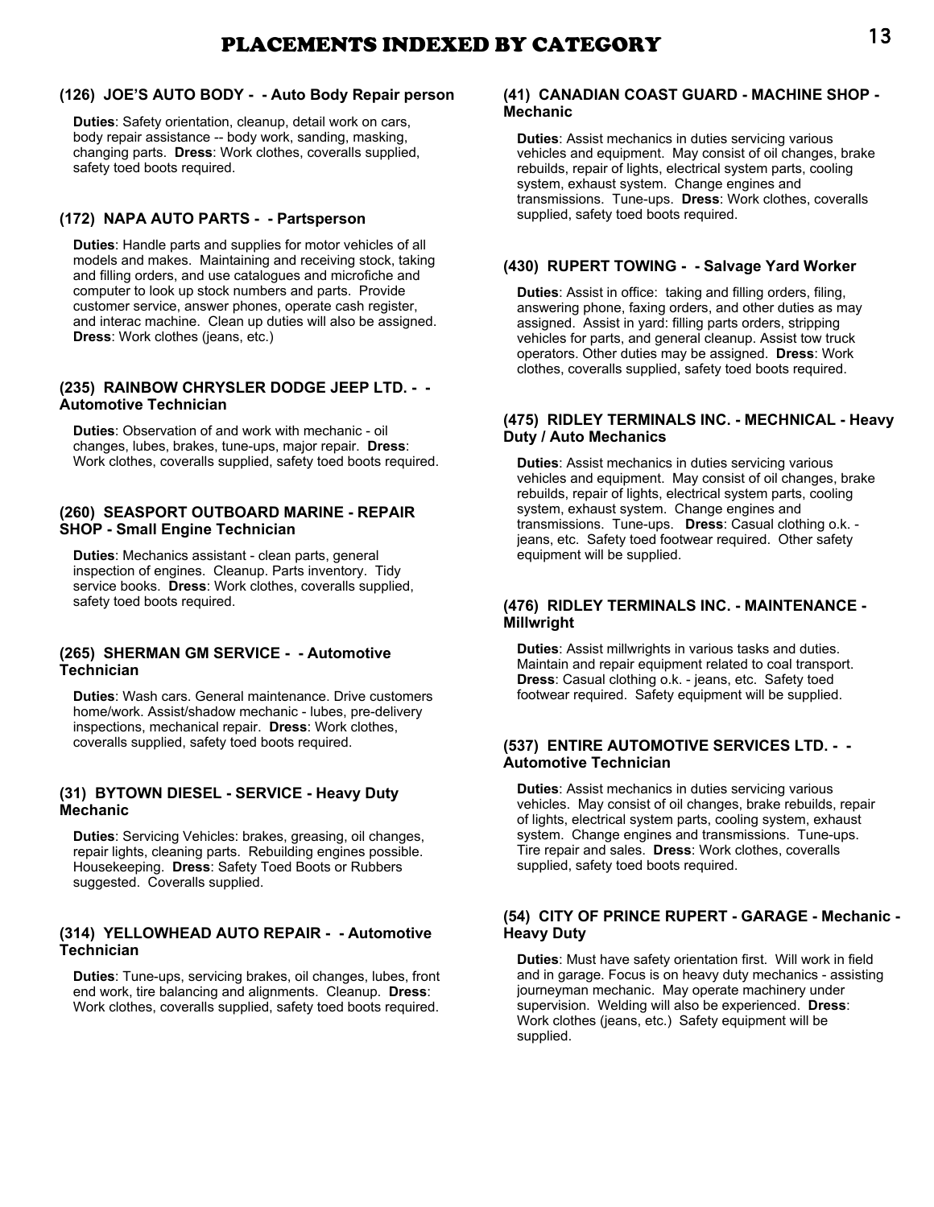# PLACEMENTS INDEXED BY CATEGORY

### (126) JOE'S AUTO BODY - - Auto Body Repair person

**Duties**: Safety orientation, cleanup, detail work on cars, body repair assistance -- body work, sanding, masking, changing parts. **Dress**: Work clothes, coveralls supplied, safety toed boots required.

### (172) NAPA AUTO PARTS - - Partsperson

**Duties**: Handle parts and supplies for motor vehicles of all models and makes. Maintaining and receiving stock, taking and filling orders, and use catalogues and microfiche and computer to look up stock numbers and parts. Provide customer service, answer phones, operate cash register, and interac machine. Clean up duties will also be assigned. **Dress**: Work clothes (jeans, etc.)

### (235) RAINBOW CHRYSLER DODGE JEEP LTD. - - Automotive Technician

**Duties**: Observation of and work with mechanic - oil changes, lubes, brakes, tune-ups, major repair. **Dress**: Work clothes, coveralls supplied, safety toed boots required.

### (260) SEASPORT OUTBOARD MARINE - REPAIR SHOP - Small Engine Technician

**Duties**: Mechanics assistant - clean parts, general inspection of engines. Cleanup. Parts inventory. Tidy service books. **Dress**: Work clothes, coveralls supplied, safety toed boots required.

### (265) SHERMAN GM SERVICE - - Automotive Technician

**Duties**: Wash cars. General maintenance. Drive customers home/work. Assist/shadow mechanic - lubes, pre-delivery inspections, mechanical repair. **Dress**: Work clothes, coveralls supplied, safety toed boots required.

### (31) BYTOWN DIESEL - SERVICE - Heavy Duty Mechanic

**Duties**: Servicing Vehicles: brakes, greasing, oil changes, repair lights, cleaning parts. Rebuilding engines possible. Housekeeping. **Dress**: Safety Toed Boots or Rubbers suggested. Coveralls supplied.

### (314) YELLOWHEAD AUTO REPAIR - - Automotive Technician

**Duties**: Tune-ups, servicing brakes, oil changes, lubes, front end work, tire balancing and alignments. Cleanup. **Dress**: Work clothes, coveralls supplied, safety toed boots required.

### (41) CANADIAN COAST GUARD - MACHINE SHOP - Mechanic

**Duties**: Assist mechanics in duties servicing various vehicles and equipment. May consist of oil changes, brake rebuilds, repair of lights, electrical system parts, cooling system, exhaust system. Change engines and transmissions. Tune-ups. **Dress**: Work clothes, coveralls supplied, safety toed boots required.

### (430) RUPERT TOWING - - Salvage Yard Worker

**Duties**: Assist in office: taking and filling orders, filing, answering phone, faxing orders, and other duties as may assigned. Assist in yard: filling parts orders, stripping vehicles for parts, and general cleanup. Assist tow truck operators. Other duties may be assigned. **Dress**: Work clothes, coveralls supplied, safety toed boots required.

### (475) RIDLEY TERMINALS INC. - MECHNICAL - Heavy Duty / Auto Mechanics

**Duties**: Assist mechanics in duties servicing various vehicles and equipment. May consist of oil changes, brake rebuilds, repair of lights, electrical system parts, cooling system, exhaust system. Change engines and transmissions. Tune-ups. **Dress**: Casual clothing o.k. - jeans, etc. Safety toed footwear required. Other safety equipment will be supplied.

### (476) RIDLEY TERMINALS INC. - MAINTENANCE - Millwright

**Duties**: Assist millwrights in various tasks and duties. Maintain and repair equipment related to coal transport. **Dress**: Casual clothing o.k. - jeans, etc. Safety toed footwear required. Safety equipment will be supplied.

### (537) ENTIRE AUTOMOTIVE SERVICES LTD. - - Automotive Technician

**Duties**: Assist mechanics in duties servicing various vehicles. May consist of oil changes, brake rebuilds, repair of lights, electrical system parts, cooling system, exhaust system. Change engines and transmissions. Tune-ups. Tire repair and sales. **Dress**: Work clothes, coveralls supplied, safety toed boots required.

### (54) CITY OF PRINCE RUPERT - GARAGE - Mechanic - Heavy Duty

**Duties**: Must have safety orientation first. Will work in field and in garage. Focus is on heavy duty mechanics - assisting journeyman mechanic. May operate machinery under supervision. Welding will also be experienced. **Dress**: Work clothes (jeans, etc.) Safety equipment will be supplied.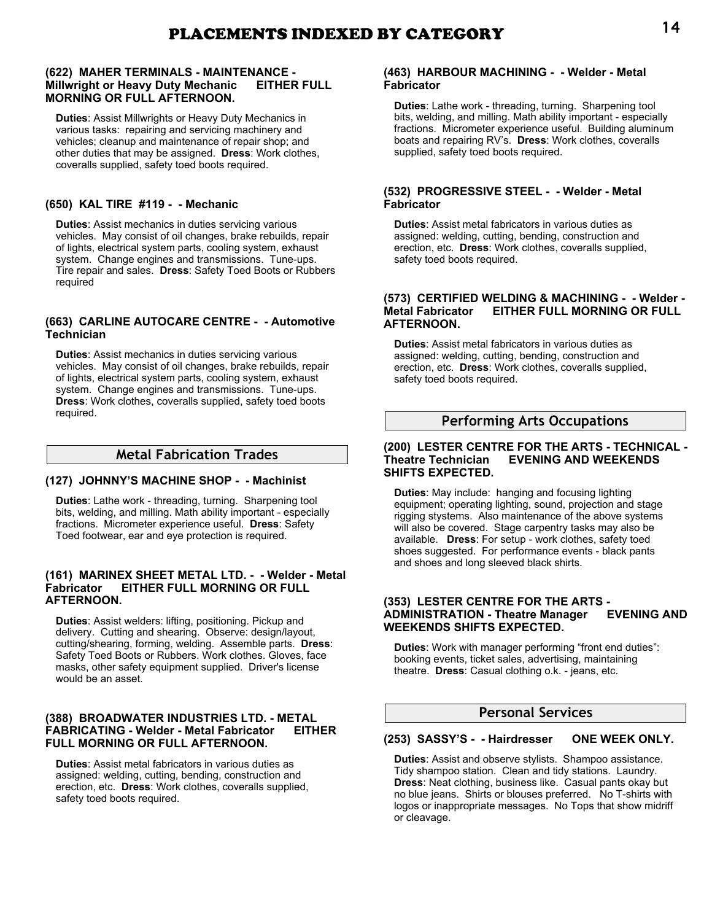# PLACEMENTS INDEXED BY CATEGORY

#### (622) MAHER TERMINALS - MAINTENANCE - Millwright or Heavy Duty Mechanic EITHER FULL MORNING OR FULL AFTERNOON.

**Duties**: Assist Millwrights or Heavy Duty Mechanics in various tasks: repairing and servicing machinery and vehicles; cleanup and maintenance of repair shop; and other duties that may be assigned. **Dress**: Work clothes, coveralls supplied, safety toed boots required.

#### (650) KAL TIRE #119 - - Mechanic

**Duties**: Assist mechanics in duties servicing various vehicles. May consist of oil changes, brake rebuilds, repair of lights, electrical system parts, cooling system, exhaust system. Change engines and transmissions. Tune-ups. Tire repair and sales. **Dress**: Safety Toed Boots or Rubbers required

#### (663) CARLINE AUTOCARE CENTRE - - Automotive Technician

**Duties**: Assist mechanics in duties servicing various vehicles. May consist of oil changes, brake rebuilds, repair of lights, electrical system parts, cooling system, exhaust system. Change engines and transmissions. Tune-ups. **Dress**: Work clothes, coveralls supplied, safety toed boots required.

## Metal Fabrication Trades

#### (127) JOHNNY'S MACHINE SHOP - - Machinist

**Duties**: Lathe work - threading, turning. Sharpening tool bits, welding, and milling. Math ability important - especially fractions. Micrometer experience useful. **Dress**: Safety Toed footwear, ear and eye protection is required.

#### (161) MARINEX SHEET METAL LTD. - - Welder - Metal Fabricator EITHER FULL MORNING OR FULL AFTERNOON.

**Duties**: Assist welders: lifting, positioning. Pickup and delivery. Cutting and shearing. Observe: design/layout, cutting/shearing, forming, welding. Assemble parts. **Dress**: Safety Toed Boots or Rubbers. Work clothes. Gloves, face masks, other safety equipment supplied. Driver's license would be an asset.

#### (388) BROADWATER INDUSTRIES LTD. - METAL FABRICATING - Welder - Metal Fabricator EITHER FULL MORNING OR FULL AFTERNOON.

**Duties**: Assist metal fabricators in various duties as assigned: welding, cutting, bending, construction and erection, etc. **Dress**: Work clothes, coveralls supplied, safety toed boots required.

#### (463) HARBOUR MACHINING - - Welder - Metal Fabricator

**Duties**: Lathe work - threading, turning. Sharpening tool bits, welding, and milling. Math ability important - especially fractions. Micrometer experience useful. Building aluminum boats and repairing RV's. **Dress**: Work clothes, coveralls supplied, safety toed boots required.

#### (532) PROGRESSIVE STEEL - - Welder - Metal Fabricator

**Duties**: Assist metal fabricators in various duties as assigned: welding, cutting, bending, construction and erection, etc. **Dress**: Work clothes, coveralls supplied, safety toed boots required.

#### (573) CERTIFIED WELDING & MACHINING - - Welder - Metal Fabricator EITHER FULL MORNING OR FULL AFTERNOON.

**Duties**: Assist metal fabricators in various duties as assigned: welding, cutting, bending, construction and erection, etc. **Dress**: Work clothes, coveralls supplied, safety toed boots required.

## Performing Arts Occupations

#### (200) LESTER CENTRE FOR THE ARTS - TECHNICAL - Theatre Technician EVENING AND WEEKENDS SHIFTS EXPECTED.

**Duties**: May include: hanging and focusing lighting equipment; operating lighting, sound, projection and stage rigging stystems. Also maintenance of the above systems will also be covered. Stage carpentry tasks may also be available. **Dress**: For setup - work clothes, safety toed shoes suggested. For performance events - black pants and shoes and long sleeved black shirts.

#### (353) LESTER CENTRE FOR THE ARTS - ADMINISTRATION - Theatre Manager EVENING AND WEEKENDS SHIFTS EXPECTED.

**Duties**: Work with manager performing "front end duties": booking events, ticket sales, advertising, maintaining theatre. **Dress**: Casual clothing o.k. - jeans, etc.

## Personal Services

#### (253) SASSY'S - - Hairdresser ONE WEEK ONLY.

**Duties**: Assist and observe stylists. Shampoo assistance. Tidy shampoo station. Clean and tidy stations. Laundry. **Dress**: Neat clothing, business like. Casual pants okay but no blue jeans. Shirts or blouses preferred. No T-shirts with logos or inappropriate messages. No Tops that show midriff or cleavage.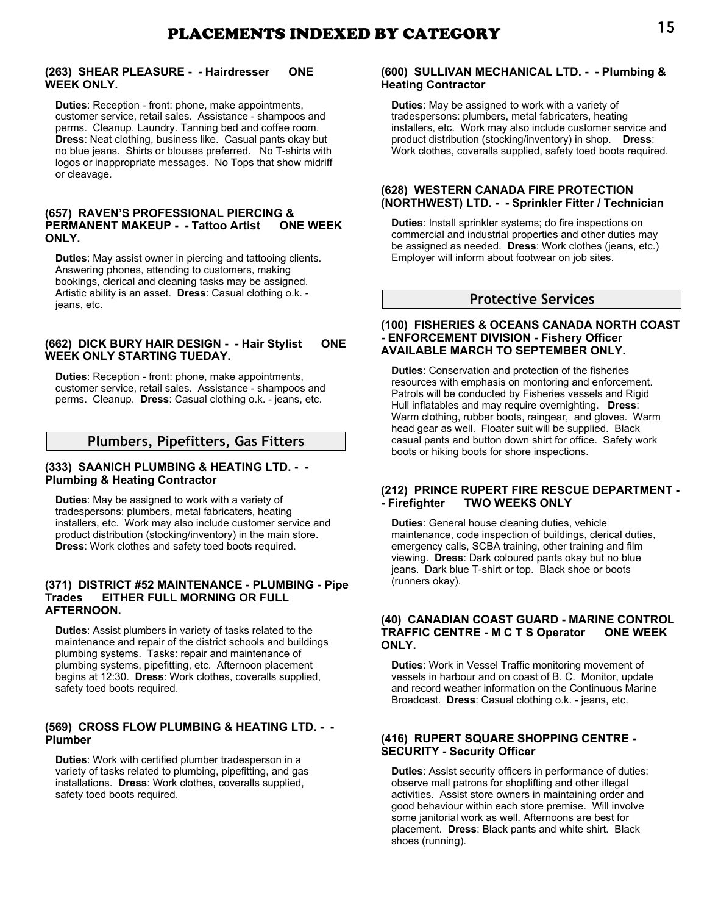# PLACEMENTS INDEXED BY CATEGORY

**(263) SHEAR PLEASURE - - Hairdresser ONE WEEK ONLY.**

**Duties**: Reception - front: phone, make appointments, customer service, retail sales. Assistance - shampoos and perms. Cleanup. Laundry. Tanning bed and coffee room. **Dress**: Neat clothing, business like. Casual pants okay but no blue jeans. Shirts or blouses preferred. No T-shirts with logos or inappropriate messages. No Tops that show midriff or cleavage.

**(657) RAVEN'S PROFESSIONAL PIERCING & PERMANENT MAKEUP - - Tattoo Artist ONE WEEK ONLY.**

**Duties**: May assist owner in piercing and tattooing clients. Answering phones, attending to customers, making bookings, clerical and cleaning tasks may be assigned. Artistic ability is an asset. **Dress**: Casual clothing o.k. - jeans, etc.

**(662) DICK BURY HAIR DESIGN - - Hair Stylist ONE WEEK ONLY STARTING TUEDAY.**

**Duties**: Reception - front: phone, make appointments, customer service, retail sales. Assistance - shampoos and perms. Cleanup. **Dress**: Casual clothing o.k. - jeans, etc.

## Plumbers, Pipefitters, Gas Fitters

**(333) SAANICH PLUMBING & HEATING LTD. - - Plumbing & Heating Contractor**

**Duties**: May be assigned to work with a variety of tradespersons: plumbers, metal fabricaters, heating installers, etc. Work may also include customer service and product distribution (stocking/inventory) in the main store. **Dress**: Work clothes and safety toed boots required.

**(371) DISTRICT #52 MAINTENANCE - PLUMBING - Pipe Trades EITHER FULL MORNING OR FULL AFTERNOON.**

**Duties**: Assist plumbers in variety of tasks related to the maintenance and repair of the district schools and buildings plumbing systems. Tasks: repair and maintenance of plumbing systems, pipefitting, etc. Afternoon placement begins at 12:30. **Dress**: Work clothes, coveralls supplied, safety toed boots required.

**(569) CROSS FLOW PLUMBING & HEATING LTD. - - Plumber**

**Duties**: Work with certified plumber tradesperson in a variety of tasks related to plumbing, pipefitting, and gas installations. **Dress**: Work clothes, coveralls supplied, safety toed boots required.

**(600) SULLIVAN MECHANICAL LTD. - - Plumbing & Heating Contractor**

**Duties**: May be assigned to work with a variety of tradespersons: plumbers, metal fabricaters, heating installers, etc. Work may also include customer service and product distribution (stocking/inventory) in shop. **Dress**: Work clothes, coveralls supplied, safety toed boots required.

**(628) WESTERN CANADA FIRE PROTECTION (NORTHWEST) LTD. - - Sprinkler Fitter / Technician**

**Duties**: Install sprinkler systems; do fire inspections on commercial and industrial properties and other duties may be assigned as needed. **Dress**: Work clothes (jeans, etc.) Employer will inform about footwear on job sites.

## Protective Services

**(100) FISHERIES & OCEANS CANADA NORTH COAST - ENFORCEMENT DIVISION - Fishery Officer AVAILABLE MARCH TO SEPTEMBER ONLY.**

**Duties**: Conservation and protection of the fisheries resources with emphasis on montoring and enforcement. Patrols will be conducted by Fisheries vessels and Rigid Hull inflatables and may require overnighting. **Dress**: Warm clothing, rubber boots, raingear, and gloves. Warm head gear as well. Floater suit will be supplied. Black casual pants and button down shirt for office. Safety work boots or hiking boots for shore inspections.

**(212) PRINCE RUPERT FIRE RESCUE DEPARTMENT - - Firefighter TWO WEEKS ONLY**

**Duties**: General house cleaning duties, vehicle maintenance, code inspection of buildings, clerical duties, emergency calls, SCBA training, other training and film viewing. **Dress**: Dark coloured pants okay but no blue jeans. Dark blue T-shirt or top. Black shoe or boots (runners okay).

**(40) CANADIAN COAST GUARD - MARINE CONTROL TRAFFIC CENTRE - M C T S Operator ONE WEEK ONLY.**

**Duties**: Work in Vessel Traffic monitoring movement of vessels in harbour and on coast of B. C. Monitor, update and record weather information on the Continuous Marine Broadcast. **Dress**: Casual clothing o.k. - jeans, etc.

**(416) RUPERT SQUARE SHOPPING CENTRE - SECURITY - Security Officer**

**Duties**: Assist security officers in performance of duties: observe mall patrons for shoplifting and other illegal activities. Assist store owners in maintaining order and good behaviour within each store premise. Will involve some janitorial work as well. Afternoons are best for placement. **Dress**: Black pants and white shirt. Black shoes (running).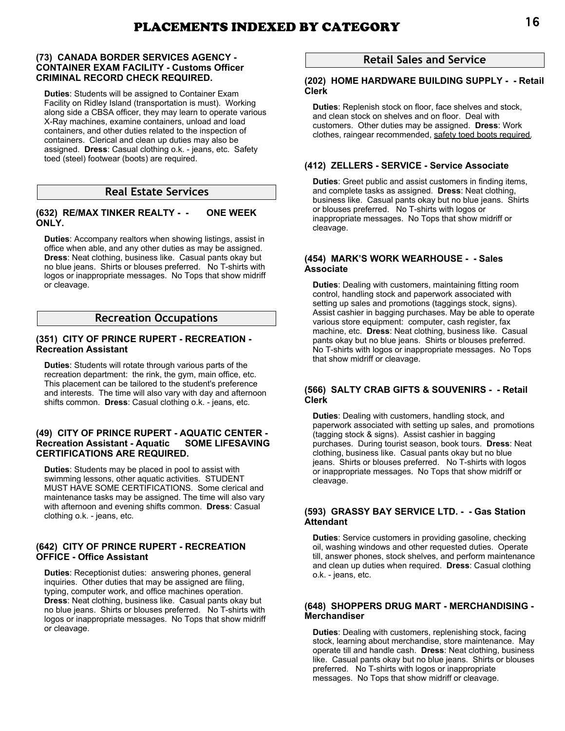# PLACEMENTS INDEXED BY CATEGORY

### (73) CANADA BORDER SERVICES AGENCY - CONTAINER EXAM FACILITY - Customs Officer CRIMINAL RECORD CHECK REQUIRED.

**Duties**: Students will be assigned to Container Exam Facility on Ridley Island (transportation is must). Working along side a CBSA officer, they may learn to operate various X-Ray machines, examine containers, unload and load containers, and other duties related to the inspection of containers. Clerical and clean up duties may also be assigned. **Dress**: Casual clothing o.k. - jeans, etc. Safety toed (steel) footwear (boots) are required.

## Real Estate Services

### (632) RE/MAX TINKER REALTY - - ONE WEEK ONLY.

**Duties**: Accompany realtors when showing listings, assist in office when able, and any other duties as may be assigned. **Dress**: Neat clothing, business like. Casual pants okay but no blue jeans. Shirts or blouses preferred. No T-shirts with logos or inappropriate messages. No Tops that show midriff or cleavage.

## Recreation Occupations

### (351) CITY OF PRINCE RUPERT - RECREATION - Recreation Assistant

**Duties**: Students will rotate through various parts of the recreation department: the rink, the gym, main office, etc. This placement can be tailored to the student's preference and interests. The time will also vary with day and afternoon shifts common. **Dress**: Casual clothing o.k. - jeans, etc.

### (49) CITY OF PRINCE RUPERT - AQUATIC CENTER - Recreation Assistant - Aquatic SOME LIFESAVING CERTIFICATIONS ARE REQUIRED.

**Duties**: Students may be placed in pool to assist with swimming lessons, other aquatic activities. STUDENT MUST HAVE SOME CERTIFICATIONS. Some clerical and maintenance tasks may be assigned. The time will also vary with afternoon and evening shifts common. **Dress**: Casual clothing o.k. - jeans, etc.

### (642) CITY OF PRINCE RUPERT - RECREATION OFFICE - Office Assistant

**Duties**: Receptionist duties: answering phones, general inquiries. Other duties that may be assigned are filing, typing, computer work, and office machines operation. **Dress**: Neat clothing, business like. Casual pants okay but no blue jeans. Shirts or blouses preferred. No T-shirts with logos or inappropriate messages. No Tops that show midriff or cleavage.

## Retail Sales and Service

### (202) HOME HARDWARE BUILDING SUPPLY - - Retail Clerk

**Duties**: Replenish stock on floor, face shelves and stock, and clean stock on shelves and on floor. Deal with customers. Other duties may be assigned. **Dress**: Work clothes, raingear recommended, safety toed boots required.

### (412) ZELLERS - SERVICE - Service Associate

**Duties**: Greet public and assist customers in finding items, and complete tasks as assigned. **Dress**: Neat clothing, business like. Casual pants okay but no blue jeans. Shirts or blouses preferred. No T-shirts with logos or inappropriate messages. No Tops that show midriff or cleavage.

### (454) MARK'S WORK WEARHOUSE - - Sales Associate

**Duties**: Dealing with customers, maintaining fitting room control, handling stock and paperwork associated with setting up sales and promotions (taggings stock, signs). Assist cashier in bagging purchases. May be able to operate various store equipment: computer, cash register, fax machine, etc. **Dress**: Neat clothing, business like. Casual pants okay but no blue jeans. Shirts or blouses preferred. No T-shirts with logos or inappropriate messages. No Tops that show midriff or cleavage.

### (566) SALTY CRAB GIFTS & SOUVENIRS - - Retail Clerk

**Duties**: Dealing with customers, handling stock, and paperwork associated with setting up sales, and promotions (tagging stock & signs). Assist cashier in bagging purchases. During tourist season, book tours. **Dress**: Neat clothing, business like. Casual pants okay but no blue jeans. Shirts or blouses preferred. No T-shirts with logos or inappropriate messages. No Tops that show midriff or cleavage.

### (593) GRASSY BAY SERVICE LTD. - - Gas Station Attendant

**Duties**: Service customers in providing gasoline, checking oil, washing windows and other requested duties. Operate till, answer phones, stock shelves, and perform maintenance and clean up duties when required. **Dress**: Casual clothing o.k. - jeans, etc.

### (648) SHOPPERS DRUG MART - MERCHANDISING - Merchandiser

**Duties**: Dealing with customers, replenishing stock, facing stock, learning about merchandise, store maintenance. May operate till and handle cash. **Dress**: Neat clothing, business like. Casual pants okay but no blue jeans. Shirts or blouses preferred. No T-shirts with logos or inappropriate messages. No Tops that show midriff or cleavage.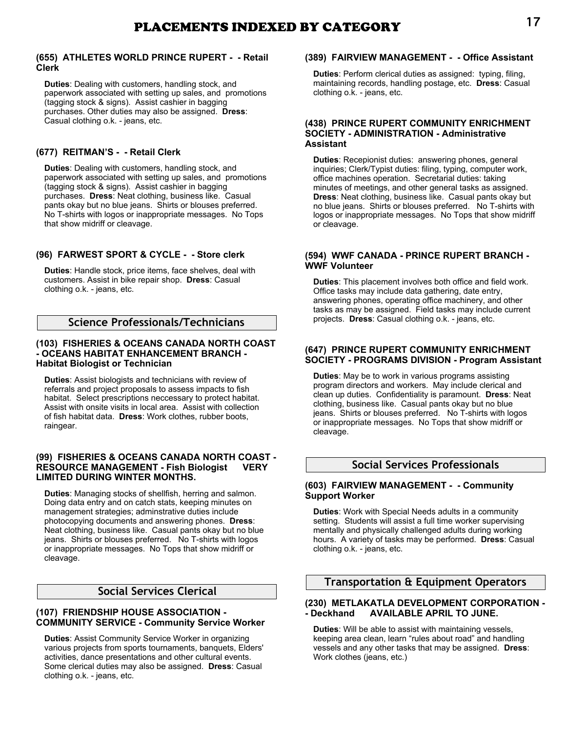# PLACEMENTS INDEXED BY CATEGORY

**(655) ATHLETES WORLD PRINCE RUPERT - - Retail Clerk**

**Duties**: Dealing with customers, handling stock, and paperwork associated with setting up sales, and promotions (tagging stock & signs). Assist cashier in bagging purchases. Other duties may also be assigned. **Dress**: Casual clothing o.k. - jeans, etc.

**(677) REITMAN'S - - Retail Clerk**

**Duties**: Dealing with customers, handling stock, and paperwork associated with setting up sales, and promotions (tagging stock & signs). Assist cashier in bagging purchases. **Dress**: Neat clothing, business like. Casual pants okay but no blue jeans. Shirts or blouses preferred. No T-shirts with logos or inappropriate messages. No Tops that show midriff or cleavage.

**(96) FARWEST SPORT & CYCLE - - Store clerk**

**Duties**: Handle stock, price items, face shelves, deal with customers. Assist in bike repair shop. **Dress**: Casual clothing o.k. - jeans, etc.

## Science Professionals/Technicians

**(103) FISHERIES & OCEANS CANADA NORTH COAST - OCEANS HABITAT ENHANCEMENT BRANCH - Habitat Biologist or Technician**

**Duties**: Assist biologists and technicians with review of referrals and project proposals to assess impacts to fish habitat. Select prescriptions neccessary to protect habitat. Assist with onsite visits in local area. Assist with collection of fish habitat data. **Dress**: Work clothes, rubber boots, raingear.

**(99) FISHERIES & OCEANS CANADA NORTH COAST - RESOURCE MANAGEMENT - Fish Biologist VERY LIMITED DURING WINTER MONTHS.**

**Duties**: Managing stocks of shellfish, herring and salmon. Doing data entry and on catch stats, keeping minutes on management strategies; adminstrative duties include photocopying documents and answering phones. **Dress**: Neat clothing, business like. Casual pants okay but no blue jeans. Shirts or blouses preferred. No T-shirts with logos or inappropriate messages. No Tops that show midriff or cleavage.

## Social Services Clerical

**(107) FRIENDSHIP HOUSE ASSOCIATION - COMMUNITY SERVICE - Community Service Worker**

**Duties**: Assist Community Service Worker in organizing various projects from sports tournaments, banquets, Elders' activities, dance presentations and other cultural events. Some clerical duties may also be assigned. **Dress**: Casual clothing o.k. - jeans, etc.

**(389) FAIRVIEW MANAGEMENT - - Office Assistant**

**Duties**: Perform clerical duties as assigned: typing, filing, maintaining records, handling postage, etc. **Dress**: Casual clothing o.k. - jeans, etc.

**(438) PRINCE RUPERT COMMUNITY ENRICHMENT SOCIETY - ADMINISTRATION - Administrative Assistant**

**Duties**: Recepionist duties: answering phones, general inquiries; Clerk/Typist duties: filing, typing, computer work, office machines operation. Secretarial duties: taking minutes of meetings, and other general tasks as assigned. **Dress**: Neat clothing, business like. Casual pants okay but no blue jeans. Shirts or blouses preferred. No T-shirts with logos or inappropriate messages. No Tops that show midriff or cleavage.

**(594) WWF CANADA - PRINCE RUPERT BRANCH - WWF Volunteer**

**Duties**: This placement involves both office and field work. Office tasks may include data gathering, date entry, answering phones, operating office machinery, and other tasks as may be assigned. Field tasks may include current projects. **Dress**: Casual clothing o.k. - jeans, etc.

**(647) PRINCE RUPERT COMMUNITY ENRICHMENT SOCIETY - PROGRAMS DIVISION - Program Assistant**

**Duties**: May be to work in various programs assisting program directors and workers. May include clerical and clean up duties. Confidentiality is paramount. **Dress**: Neat clothing, business like. Casual pants okay but no blue jeans. Shirts or blouses preferred. No T-shirts with logos or inappropriate messages. No Tops that show midriff or cleavage.

## Social Services Professionals

**(603) FAIRVIEW MANAGEMENT - - Community Support Worker**

**Duties**: Work with Special Needs adults in a community setting. Students will assist a full time worker supervising mentally and physically challenged adults during working hours. A variety of tasks may be performed. **Dress**: Casual clothing o.k. - jeans, etc.

## Transportation & Equipment Operators

**(230) METLAKATLA DEVELOPMENT CORPORATION - - Deckhand AVAILABLE APRIL TO JUNE.**

**Duties**: Will be able to assist with maintaining vessels, keeping area clean, learn "rules about road" and handling vessels and any other tasks that may be assigned. **Dress**: Work clothes (jeans, etc.)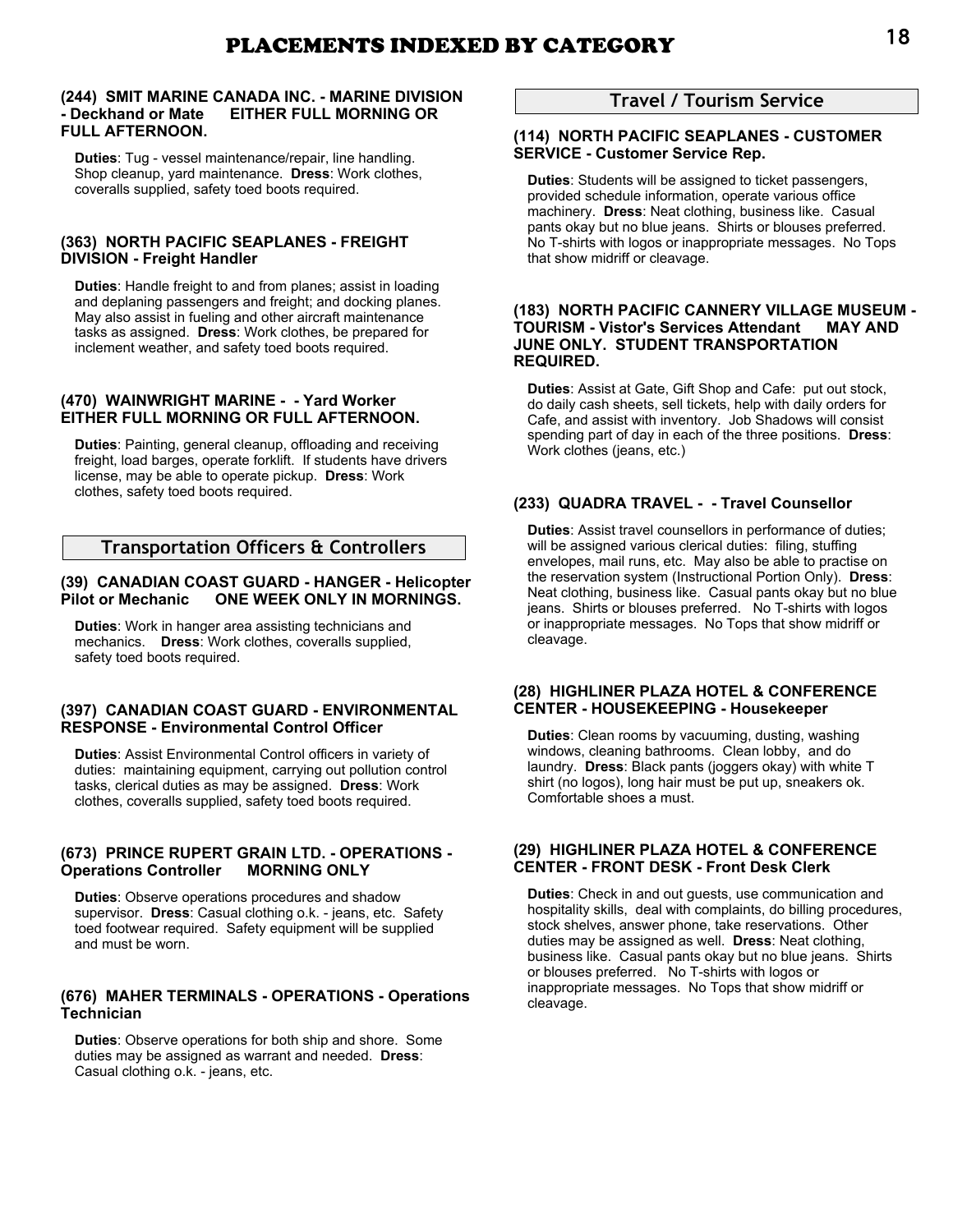# PLACEMENTS INDEXED BY CATEGORY

**(244) SMIT MARINE CANADA INC. - MARINE DIVISION - Deckhand or Mate EITHER FULL MORNING OR FULL AFTERNOON.**

**Duties**: Tug - vessel maintenance/repair, line handling. Shop cleanup, yard maintenance. **Dress**: Work clothes, coveralls supplied, safety toed boots required.

**(363) NORTH PACIFIC SEAPLANES - FREIGHT DIVISION - Freight Handler**

**Duties**: Handle freight to and from planes; assist in loading and deplaning passengers and freight; and docking planes. May also assist in fueling and other aircraft maintenance tasks as assigned. **Dress**: Work clothes, be prepared for inclement weather, and safety toed boots required.

**(470) WAINWRIGHT MARINE - - Yard Worker EITHER FULL MORNING OR FULL AFTERNOON.**

**Duties**: Painting, general cleanup, offloading and receiving freight, load barges, operate forklift. If students have drivers license, may be able to operate pickup. **Dress**: Work clothes, safety toed boots required.

## Transportation Officers & Controllers

**(39) CANADIAN COAST GUARD - HANGER - Helicopter Pilot or Mechanic ONE WEEK ONLY IN MORNINGS.**

**Duties**: Work in hanger area assisting technicians and mechanics. **Dress**: Work clothes, coveralls supplied, safety toed boots required.

**(397) CANADIAN COAST GUARD - ENVIRONMENTAL RESPONSE - Environmental Control Officer**

**Duties**: Assist Environmental Control officers in variety of duties: maintaining equipment, carrying out pollution control tasks, clerical duties as may be assigned. **Dress**: Work clothes, coveralls supplied, safety toed boots required.

**(673) PRINCE RUPERT GRAIN LTD. - OPERATIONS - Operations Controller MORNING ONLY**

**Duties**: Observe operations procedures and shadow supervisor. **Dress**: Casual clothing o.k. - jeans, etc. Safety toed footwear required. Safety equipment will be supplied and must be worn.

**(676) MAHER TERMINALS - OPERATIONS - Operations Technician**

**Duties**: Observe operations for both ship and shore. Some duties may be assigned as warrant and needed. **Dress**: Casual clothing o.k. - jeans, etc.

## Travel / Tourism Service

**(114) NORTH PACIFIC SEAPLANES - CUSTOMER SERVICE - Customer Service Rep.**

**Duties**: Students will be assigned to ticket passengers, provided schedule information, operate various office machinery. **Dress**: Neat clothing, business like. Casual pants okay but no blue jeans. Shirts or blouses preferred. No T-shirts with logos or inappropriate messages. No Tops that show midriff or cleavage.

**(183) NORTH PACIFIC CANNERY VILLAGE MUSEUM - TOURISM - Vistor's Services Attendant MAY AND JUNE ONLY. STUDENT TRANSPORTATION REQUIRED.**

**Duties**: Assist at Gate, Gift Shop and Cafe: put out stock, do daily cash sheets, sell tickets, help with daily orders for Cafe, and assist with inventory. Job Shadows will consist spending part of day in each of the three positions. **Dress**: Work clothes (jeans, etc.)

**(233) QUADRA TRAVEL - - Travel Counsellor**

**Duties**: Assist travel counsellors in performance of duties; will be assigned various clerical duties: filing, stuffing envelopes, mail runs, etc. May also be able to practise on the reservation system (Instructional Portion Only). **Dress**: Neat clothing, business like. Casual pants okay but no blue jeans. Shirts or blouses preferred. No T-shirts with logos or inappropriate messages. No Tops that show midriff or cleavage.

**(28) HIGHLINER PLAZA HOTEL & CONFERENCE CENTER - HOUSEKEEPING - Housekeeper**

**Duties**: Clean rooms by vacuuming, dusting, washing windows, cleaning bathrooms. Clean lobby, and do laundry. **Dress**: Black pants (joggers okay) with white T shirt (no logos), long hair must be put up, sneakers ok. Comfortable shoes a must.

**(29) HIGHLINER PLAZA HOTEL & CONFERENCE CENTER - FRONT DESK - Front Desk Clerk**

**Duties**: Check in and out guests, use communication and hospitality skills, deal with complaints, do billing procedures, stock shelves, answer phone, take reservations. Other duties may be assigned as well. **Dress**: Neat clothing, business like. Casual pants okay but no blue jeans. Shirts or blouses preferred. No T-shirts with logos or inappropriate messages. No Tops that show midriff or cleavage.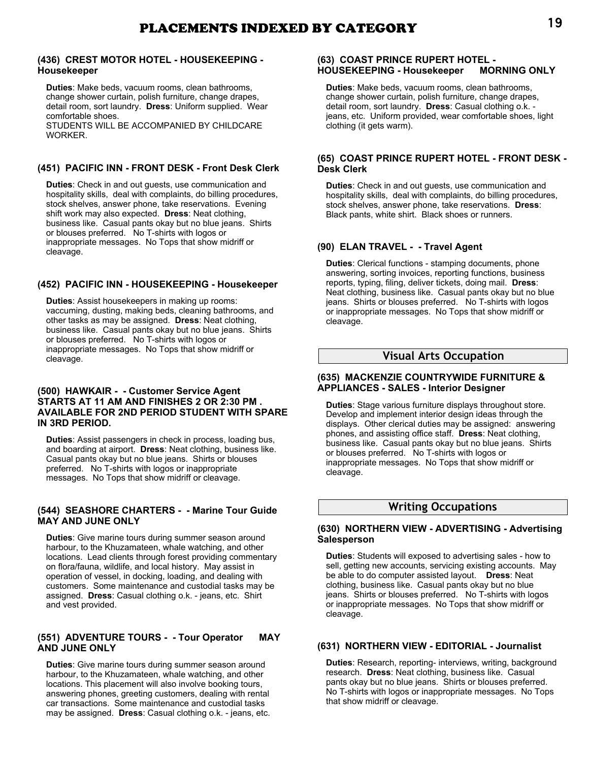# PLACEMENTS INDEXED BY CATEGORY

### (436) CREST MOTOR HOTEL - HOUSEKEEPING - Housekeeper

**Duties**: Make beds, vacuum rooms, clean bathrooms, change shower curtain, polish furniture, change drapes, detail room, sort laundry. **Dress**: Uniform supplied. Wear comfortable shoes.
STUDENTS WILL BE ACCOMPANIED BY CHILDCARE WORKER.

### (451) PACIFIC INN - FRONT DESK - Front Desk Clerk

**Duties**: Check in and out guests, use communication and hospitality skills, deal with complaints, do billing procedures, stock shelves, answer phone, take reservations. Evening shift work may also expected. **Dress**: Neat clothing, business like. Casual pants okay but no blue jeans. Shirts or blouses preferred. No T-shirts with logos or inappropriate messages. No Tops that show midriff or cleavage.

### (452) PACIFIC INN - HOUSEKEEPING - Housekeeper

**Duties**: Assist housekeepers in making up rooms: vaccuming, dusting, making beds, cleaning bathrooms, and other tasks as may be assigned. **Dress**: Neat clothing, business like. Casual pants okay but no blue jeans. Shirts or blouses preferred. No T-shirts with logos or inappropriate messages. No Tops that show midriff or cleavage.

### (500) HAWKAIR - - Customer Service Agent STARTS AT 11 AM AND FINISHES 2 OR 2:30 PM . AVAILABLE FOR 2ND PERIOD STUDENT WITH SPARE IN 3RD PERIOD.

**Duties**: Assist passengers in check in process, loading bus, and boarding at airport. **Dress**: Neat clothing, business like. Casual pants okay but no blue jeans. Shirts or blouses preferred. No T-shirts with logos or inappropriate messages. No Tops that show midriff or cleavage.

### (544) SEASHORE CHARTERS - - Marine Tour Guide MAY AND JUNE ONLY

**Duties**: Give marine tours during summer season around harbour, to the Khuzamateen, whale watching, and other locations. Lead clients through forest providing commentary on flora/fauna, wildlife, and local history. May assist in operation of vessel, in docking, loading, and dealing with customers. Some maintenance and custodial tasks may be assigned. **Dress**: Casual clothing o.k. - jeans, etc. Shirt and vest provided.

### (551) ADVENTURE TOURS - - Tour Operator MAY AND JUNE ONLY

**Duties**: Give marine tours during summer season around harbour, to the Khuzamateen, whale watching, and other locations. This placement will also involve booking tours, answering phones, greeting customers, dealing with rental car transactions. Some maintenance and custodial tasks may be assigned. **Dress**: Casual clothing o.k. - jeans, etc.

### (63) COAST PRINCE RUPERT HOTEL - HOUSEKEEPING - Housekeeper MORNING ONLY

**Duties**: Make beds, vacuum rooms, clean bathrooms, change shower curtain, polish furniture, change drapes, detail room, sort laundry. **Dress**: Casual clothing o.k. - jeans, etc. Uniform provided, wear comfortable shoes, light clothing (it gets warm).

### (65) COAST PRINCE RUPERT HOTEL - FRONT DESK - Desk Clerk

**Duties**: Check in and out guests, use communication and hospitality skills, deal with complaints, do billing procedures, stock shelves, answer phone, take reservations. **Dress**: Black pants, white shirt. Black shoes or runners.

### (90) ELAN TRAVEL - - Travel Agent

**Duties**: Clerical functions - stamping documents, phone answering, sorting invoices, reporting functions, business reports, typing, filing, deliver tickets, doing mail. **Dress**: Neat clothing, business like. Casual pants okay but no blue jeans. Shirts or blouses preferred. No T-shirts with logos or inappropriate messages. No Tops that show midriff or cleavage.

## Visual Arts Occupation

### (635) MACKENZIE COUNTRYWIDE FURNITURE & APPLIANCES - SALES - Interior Designer

**Duties**: Stage various furniture displays throughout store. Develop and implement interior design ideas through the displays. Other clerical duties may be assigned: answering phones, and assisting office staff. **Dress**: Neat clothing, business like. Casual pants okay but no blue jeans. Shirts or blouses preferred. No T-shirts with logos or inappropriate messages. No Tops that show midriff or cleavage.

## Writing Occupations

### (630) NORTHERN VIEW - ADVERTISING - Advertising Salesperson

**Duties**: Students will exposed to advertising sales - how to sell, getting new accounts, servicing existing accounts. May be able to do computer assisted layout. **Dress**: Neat clothing, business like. Casual pants okay but no blue jeans. Shirts or blouses preferred. No T-shirts with logos or inappropriate messages. No Tops that show midriff or cleavage.

### (631) NORTHERN VIEW - EDITORIAL - Journalist

**Duties**: Research, reporting- interviews, writing, background research. **Dress**: Neat clothing, business like. Casual pants okay but no blue jeans. Shirts or blouses preferred. No T-shirts with logos or inappropriate messages. No Tops that show midriff or cleavage.